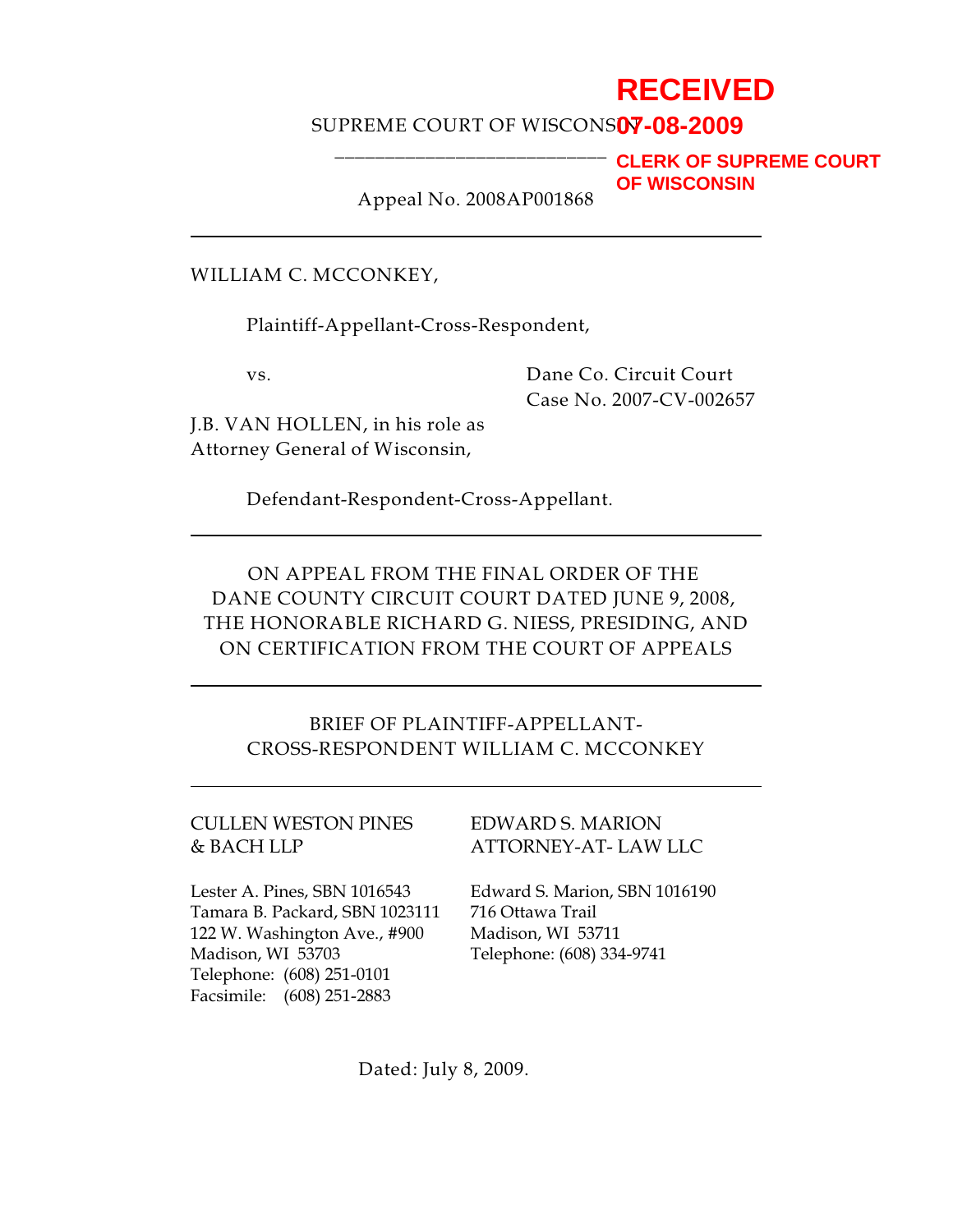**RECEIVED**
**07-08-2009**
**CLERK OF SUPREME COURT OF WISCONSIN**

SUPREME COURT OF WISCONSIN

---

Appeal No. 2008AP001868

---

WILLIAM C. MCCONKEY,

Plaintiff-Appellant-Cross-Respondent,

vs.

Dane Co. Circuit Court
Case No. 2007-CV-002657

J.B. VAN HOLLEN, in his role as Attorney General of Wisconsin,

Defendant-Respondent-Cross-Appellant.

---

ON APPEAL FROM THE FINAL ORDER OF THE DANE COUNTY CIRCUIT COURT DATED JUNE 9, 2008, THE HONORABLE RICHARD G. NIESS, PRESIDING, AND ON CERTIFICATION FROM THE COURT OF APPEALS

---

BRIEF OF PLAINTIFF-APPELLANT-CROSS-RESPONDENT WILLIAM C. MCCONKEY

---

CULLEN WESTON PINES & BACH LLP

Lester A. Pines, SBN 1016543
Tamara B. Packard, SBN 1023111
122 W. Washington Ave., #900
Madison, WI 53703
Telephone: (608) 251-0101
Facsimile: (608) 251-2883

EDWARD S. MARION ATTORNEY-AT- LAW LLC

Edward S. Marion, SBN 1016190
716 Ottawa Trail
Madison, WI 53711
Telephone: (608) 334-9741

Dated: July 8, 2009.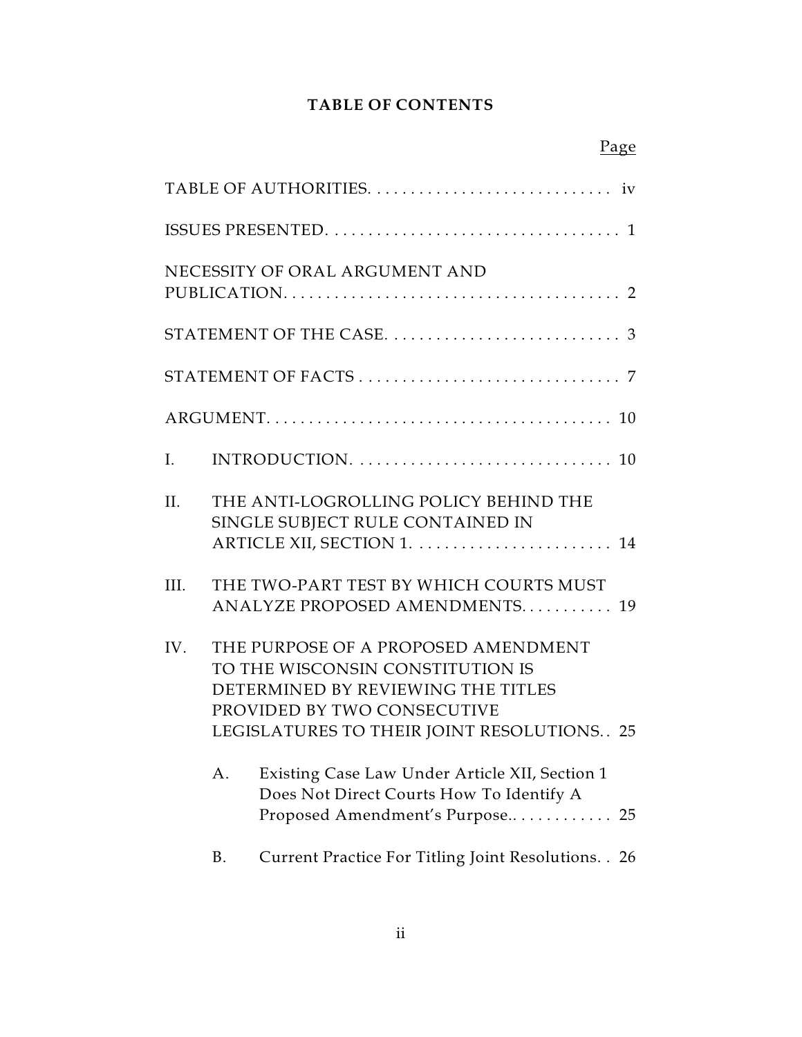## TABLE OF CONTENTS

Page

TABLE OF AUTHORITIES. . . . . . . . . . . . . . . . . . . . . . . . . . . . . iv

ISSUES PRESENTED. . . . . . . . . . . . . . . . . . . . . . . . . . . . . . . . . . 1

NECESSITY OF ORAL ARGUMENT AND PUBLICATION. . . . . . . . . . . . . . . . . . . . . . . . . . . . . . . . . . . . . . . . 2

STATEMENT OF THE CASE. . . . . . . . . . . . . . . . . . . . . . . . . . . . 3

STATEMENT OF FACTS . . . . . . . . . . . . . . . . . . . . . . . . . . . . . . 7

ARGUMENT. . . . . . . . . . . . . . . . . . . . . . . . . . . . . . . . . . . . . . . . . 10

I. INTRODUCTION. . . . . . . . . . . . . . . . . . . . . . . . . . . . . . . 10

II. THE ANTI-LOGROLLING POLICY BEHIND THE SINGLE SUBJECT RULE CONTAINED IN ARTICLE XII, SECTION 1. . . . . . . . . . . . . . . . . . . . . . . . 14

III. THE TWO-PART TEST BY WHICH COURTS MUST ANALYZE PROPOSED AMENDMENTS. . . . . . . . . . . 19

IV. THE PURPOSE OF A PROPOSED AMENDMENT TO THE WISCONSIN CONSTITUTION IS DETERMINED BY REVIEWING THE TITLES PROVIDED BY TWO CONSECUTIVE LEGISLATURES TO THEIR JOINT RESOLUTIONS. . 25

   A. Existing Case Law Under Article XII, Section 1 Does Not Direct Courts How To Identify A Proposed Amendment's Purpose.. . . . . . . . . . . . 25

   B. Current Practice For Titling Joint Resolutions. . 26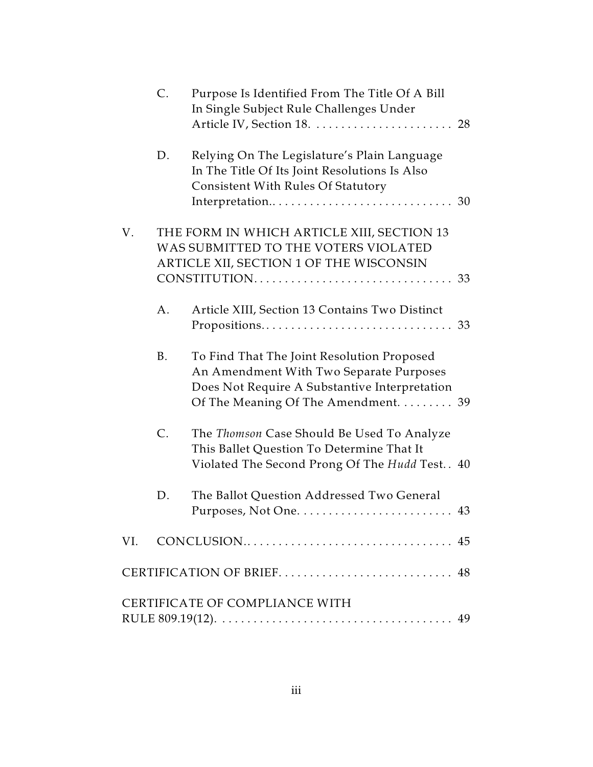C. Purpose Is Identified From The Title Of A Bill In Single Subject Rule Challenges Under Article IV, Section 18. . . . . . . . . . . . . . . . . . . . . . . 28

D. Relying On The Legislature's Plain Language In The Title Of Its Joint Resolutions Is Also Consistent With Rules Of Statutory Interpretation.. . . . . . . . . . . . . . . . . . . . . . . . . . . . . 30

V. THE FORM IN WHICH ARTICLE XIII, SECTION 13 WAS SUBMITTED TO THE VOTERS VIOLATED ARTICLE XII, SECTION 1 OF THE WISCONSIN CONSTITUTION. . . . . . . . . . . . . . . . . . . . . . . . . . . . . . . . 33

A. Article XIII, Section 13 Contains Two Distinct Propositions. . . . . . . . . . . . . . . . . . . . . . . . . . . . . . . 33

B. To Find That The Joint Resolution Proposed An Amendment With Two Separate Purposes Does Not Require A Substantive Interpretation Of The Meaning Of The Amendment. . . . . . . . . 39

C. The *Thomson* Case Should Be Used To Analyze This Ballet Question To Determine That It Violated The Second Prong Of The *Hudd* Test. . 40

D. The Ballot Question Addressed Two General Purposes, Not One. . . . . . . . . . . . . . . . . . . . . . . . . 43

VI. CONCLUSION.. . . . . . . . . . . . . . . . . . . . . . . . . . . . . . . . . 45

CERTIFICATION OF BRIEF. . . . . . . . . . . . . . . . . . . . . . . . . . . . 48

CERTIFICATE OF COMPLIANCE WITH RULE 809.19(12). . . . . . . . . . . . . . . . . . . . . . . . . . . . . . . . . . . . . . 49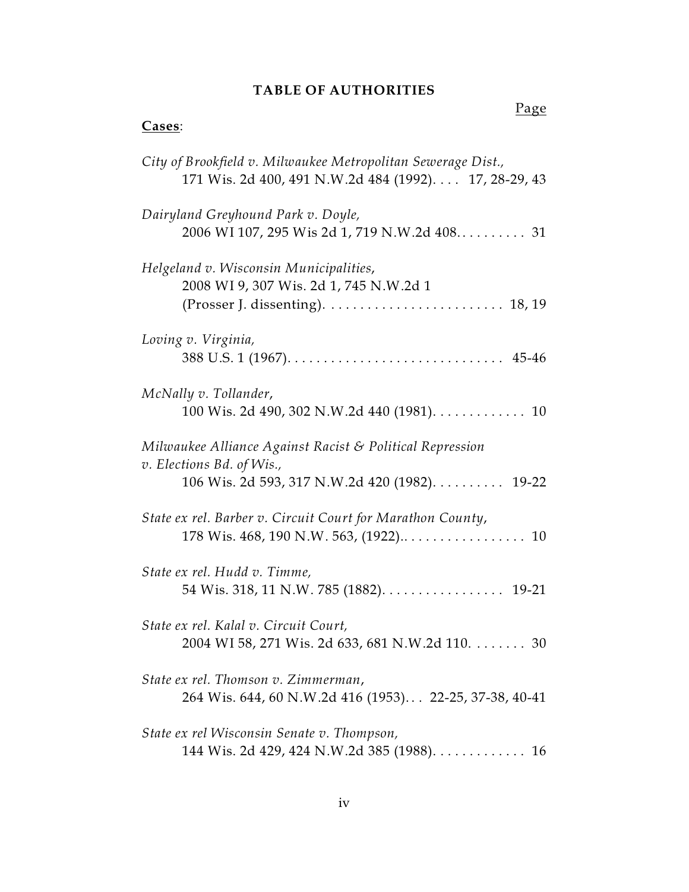# TABLE OF AUTHORITIES

Page

**Cases**:

*City of Brookfield v. Milwaukee Metropolitan Sewerage Dist.,*
171 Wis. 2d 400, 491 N.W.2d 484 (1992). . . . 17, 28-29, 43

*Dairyland Greyhound Park v. Doyle,*
2006 WI 107, 295 Wis 2d 1, 719 N.W.2d 408. . . . . . . . . . 31

*Helgeland v. Wisconsin Municipalities*,
2008 WI 9, 307 Wis. 2d 1, 745 N.W.2d 1
(Prosser J. dissenting). . . . . . . . . . . . . . . . . . . . . . . . . 18, 19

*Loving v. Virginia,*
388 U.S. 1 (1967). . . . . . . . . . . . . . . . . . . . . . . . . . . . . . 45-46

*McNally v. Tollander*,
100 Wis. 2d 490, 302 N.W.2d 440 (1981). . . . . . . . . . . . . 10

*Milwaukee Alliance Against Racist & Political Repression v. Elections Bd. of Wis.,*
106 Wis. 2d 593, 317 N.W.2d 420 (1982). . . . . . . . . . 19-22

*State ex rel. Barber v. Circuit Court for Marathon County*,
178 Wis. 468, 190 N.W. 563, (1922).. . . . . . . . . . . . . . . . . 10

*State ex rel. Hudd v. Timme,*
54 Wis. 318, 11 N.W. 785 (1882). . . . . . . . . . . . . . . . . 19-21

*State ex rel. Kalal v. Circuit Court,*
2004 WI 58, 271 Wis. 2d 633, 681 N.W.2d 110. . . . . . . . 30

*State ex rel. Thomson v. Zimmerman*,
264 Wis. 644, 60 N.W.2d 416 (1953). . . 22-25, 37-38, 40-41

*State ex rel Wisconsin Senate v. Thompson,*
144 Wis. 2d 429, 424 N.W.2d 385 (1988). . . . . . . . . . . . . 16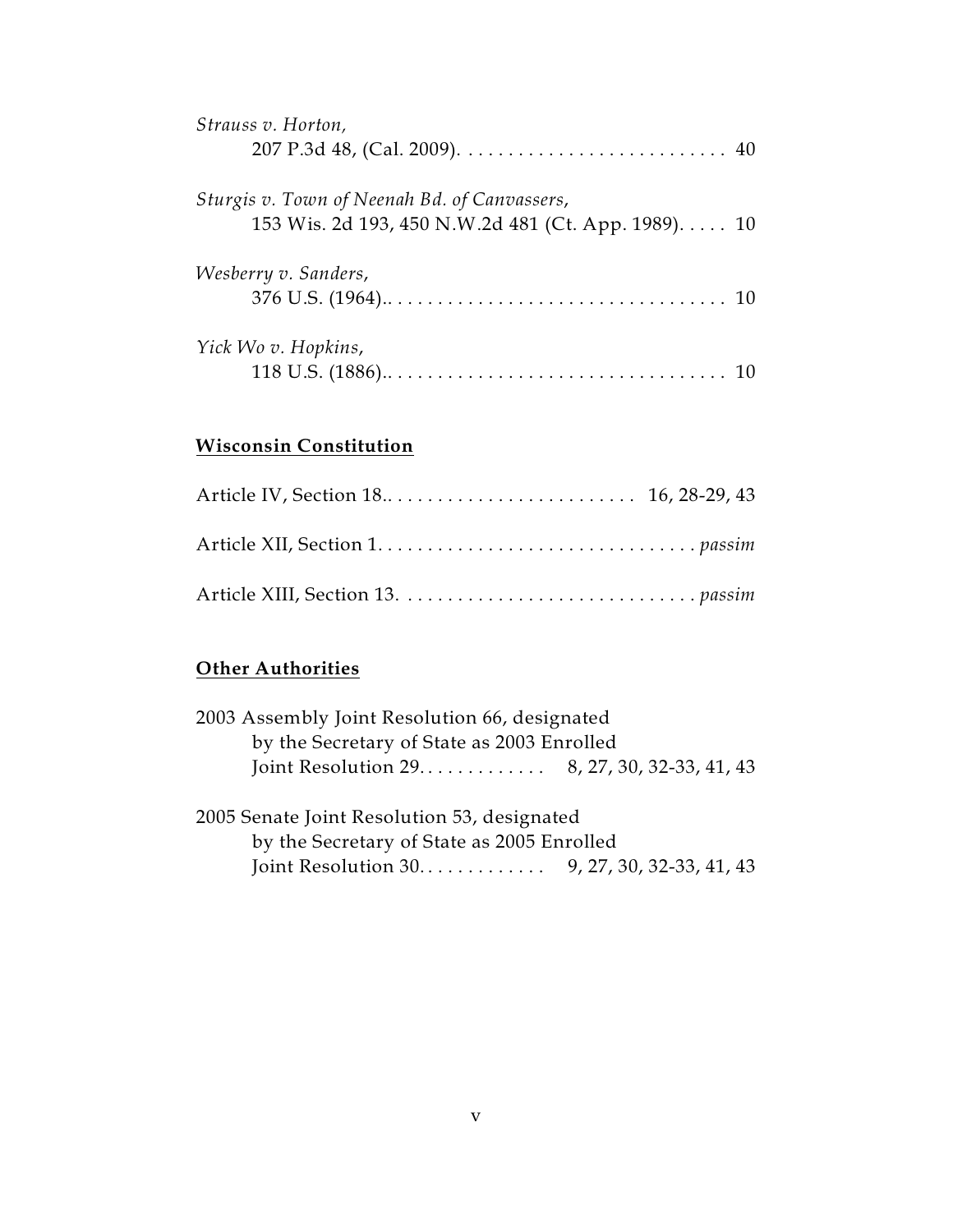*Strauss v. Horton*,
207 P.3d 48, (Cal. 2009). . . . . . . . . . . . . . . . . . . . . . . . . . . 40

*Sturgis v. Town of Neenah Bd. of Canvassers*,
153 Wis. 2d 193, 450 N.W.2d 481 (Ct. App. 1989). . . . . 10

*Wesberry v. Sanders*,
376 U.S. (1964).. . . . . . . . . . . . . . . . . . . . . . . . . . . . . . . . . 10

*Yick Wo v. Hopkins*,
118 U.S. (1886).. . . . . . . . . . . . . . . . . . . . . . . . . . . . . . . . . 10

**Wisconsin Constitution**

Article IV, Section 18.. . . . . . . . . . . . . . . . . . . . . . . . 16, 28-29, 43

Article XII, Section 1. . . . . . . . . . . . . . . . . . . . . . . . . . . . . . . *passim*

Article XIII, Section 13. . . . . . . . . . . . . . . . . . . . . . . . . . . . . *passim*

**Other Authorities**

2003 Assembly Joint Resolution 66, designated
by the Secretary of State as 2003 Enrolled
Joint Resolution 29. . . . . . . . . . . . . 8, 27, 30, 32-33, 41, 43

2005 Senate Joint Resolution 53, designated
by the Secretary of State as 2005 Enrolled
Joint Resolution 30. . . . . . . . . . . . . 9, 27, 30, 32-33, 41, 43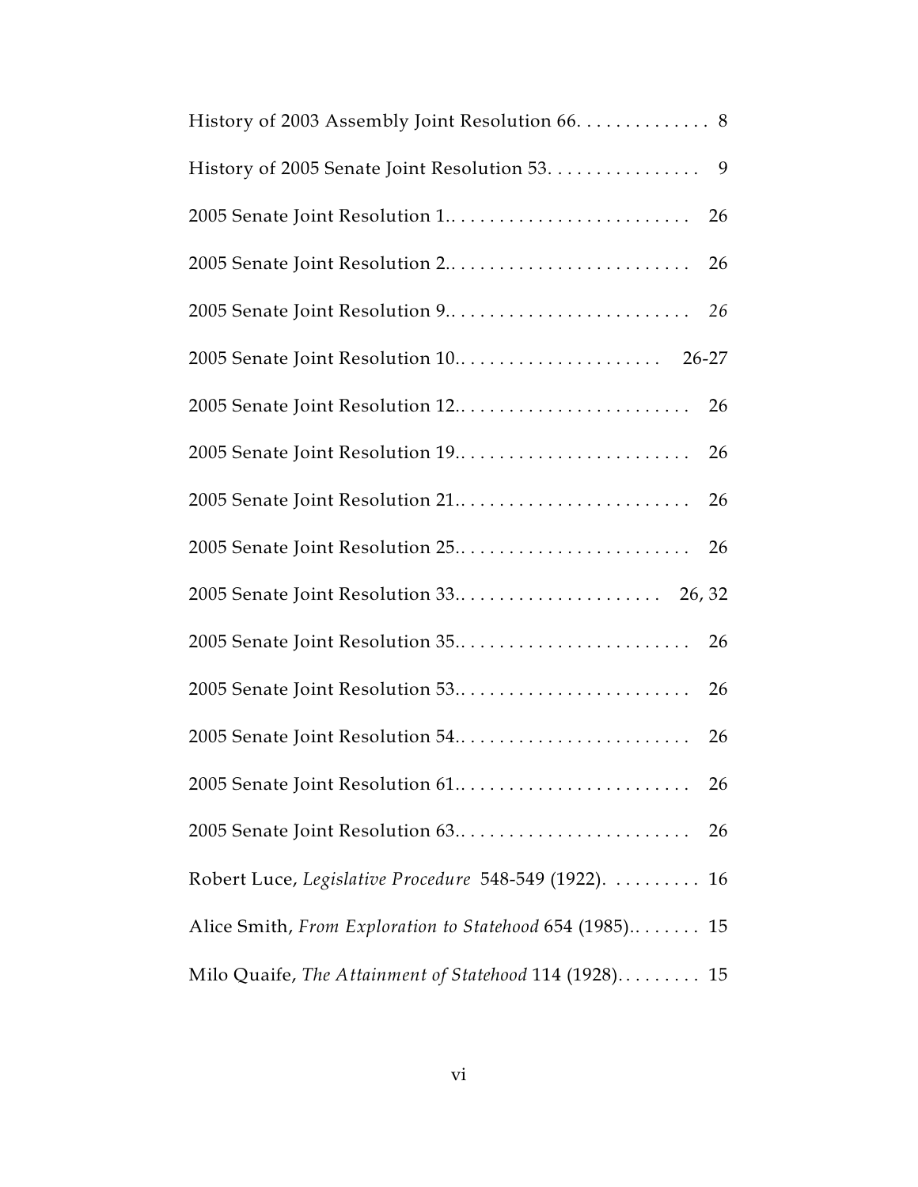History of 2003 Assembly Joint Resolution 66. . . . . . . . . . . . . . 8

History of 2005 Senate Joint Resolution 53. . . . . . . . . . . . . . . . 9

2005 Senate Joint Resolution 1.. . . . . . . . . . . . . . . . . . . . . . . . . 26

2005 Senate Joint Resolution 2.. . . . . . . . . . . . . . . . . . . . . . . . . 26

2005 Senate Joint Resolution 9.. . . . . . . . . . . . . . . . . . . . . . . . . *26*

2005 Senate Joint Resolution 10.. . . . . . . . . . . . . . . . . . . . . . 26-27

2005 Senate Joint Resolution 12.. . . . . . . . . . . . . . . . . . . . . . . . 26

2005 Senate Joint Resolution 19.. . . . . . . . . . . . . . . . . . . . . . . . 26

2005 Senate Joint Resolution 21.. . . . . . . . . . . . . . . . . . . . . . . . 26

2005 Senate Joint Resolution 25.. . . . . . . . . . . . . . . . . . . . . . . . 26

2005 Senate Joint Resolution 33.. . . . . . . . . . . . . . . . . . . . . . 26, 32

2005 Senate Joint Resolution 35.. . . . . . . . . . . . . . . . . . . . . . . . 26

2005 Senate Joint Resolution 53.. . . . . . . . . . . . . . . . . . . . . . . . 26

2005 Senate Joint Resolution 54.. . . . . . . . . . . . . . . . . . . . . . . . 26

2005 Senate Joint Resolution 61.. . . . . . . . . . . . . . . . . . . . . . . . 26

2005 Senate Joint Resolution 63.. . . . . . . . . . . . . . . . . . . . . . . . 26

Robert Luce, *Legislative Procedure* 548-549 (1922). . . . . . . . . . 16

Alice Smith, *From Exploration to Statehood* 654 (1985).. . . . . . . 15

Milo Quaife, *The Attainment of Statehood* 114 (1928). . . . . . . . . 15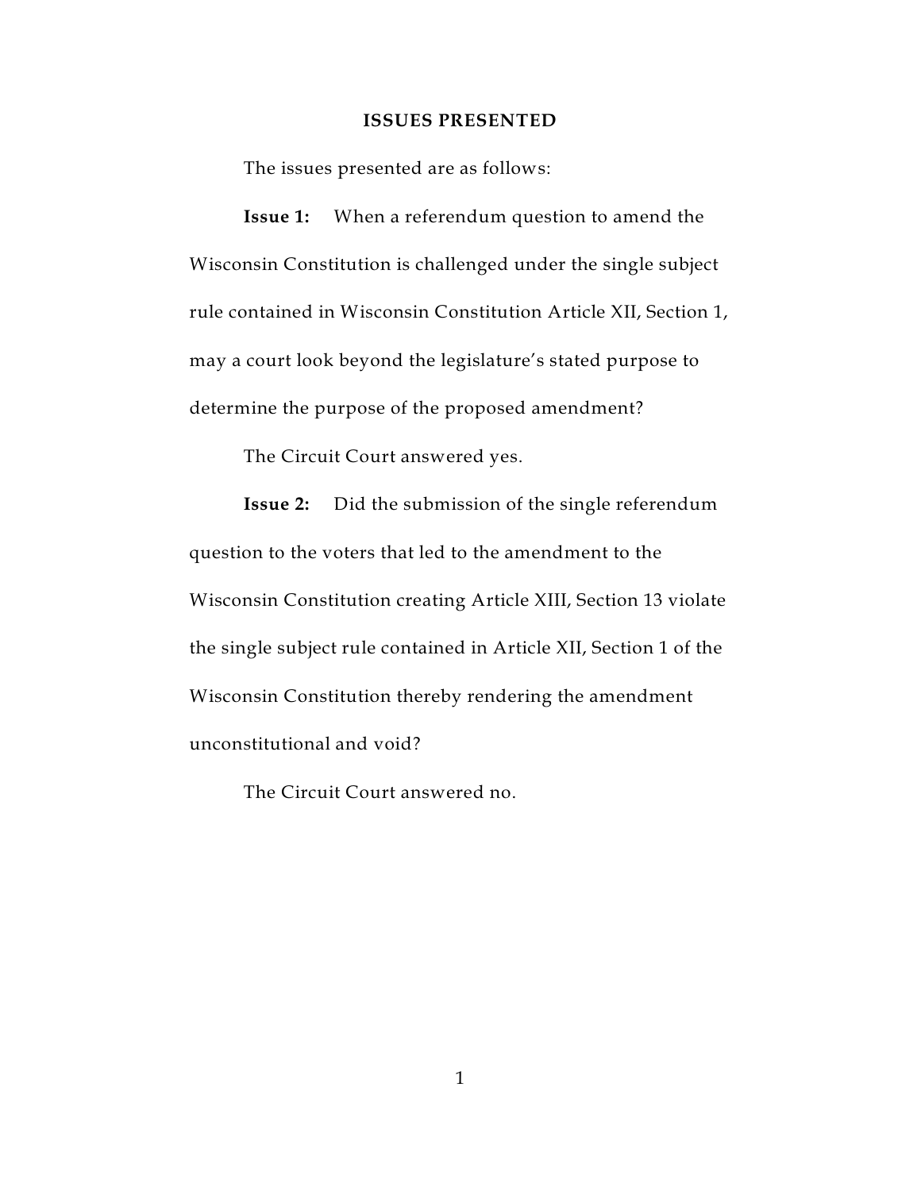## ISSUES PRESENTED

The issues presented are as follows:

**Issue 1:** When a referendum question to amend the Wisconsin Constitution is challenged under the single subject rule contained in Wisconsin Constitution Article XII, Section 1, may a court look beyond the legislature's stated purpose to determine the purpose of the proposed amendment?

The Circuit Court answered yes.

**Issue 2:** Did the submission of the single referendum question to the voters that led to the amendment to the Wisconsin Constitution creating Article XIII, Section 13 violate the single subject rule contained in Article XII, Section 1 of the Wisconsin Constitution thereby rendering the amendment unconstitutional and void?

The Circuit Court answered no.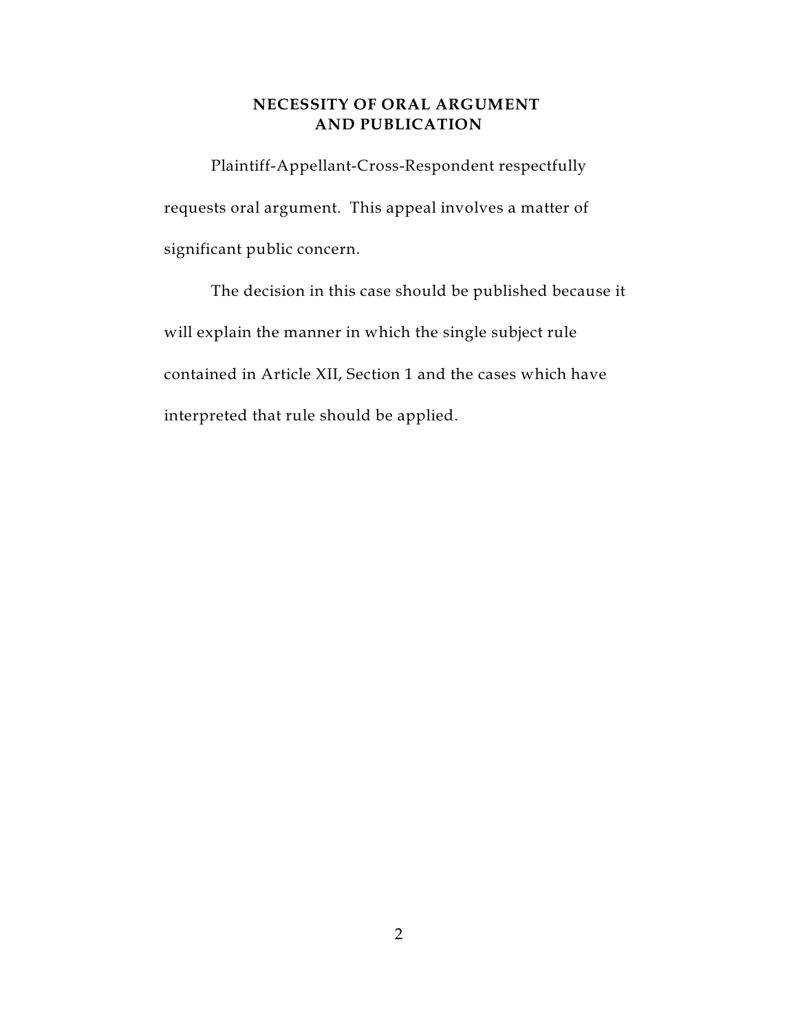## NECESSITY OF ORAL ARGUMENT AND PUBLICATION

Plaintiff-Appellant-Cross-Respondent respectfully requests oral argument. This appeal involves a matter of significant public concern.

The decision in this case should be published because it will explain the manner in which the single subject rule contained in Article XII, Section 1 and the cases which have interpreted that rule should be applied.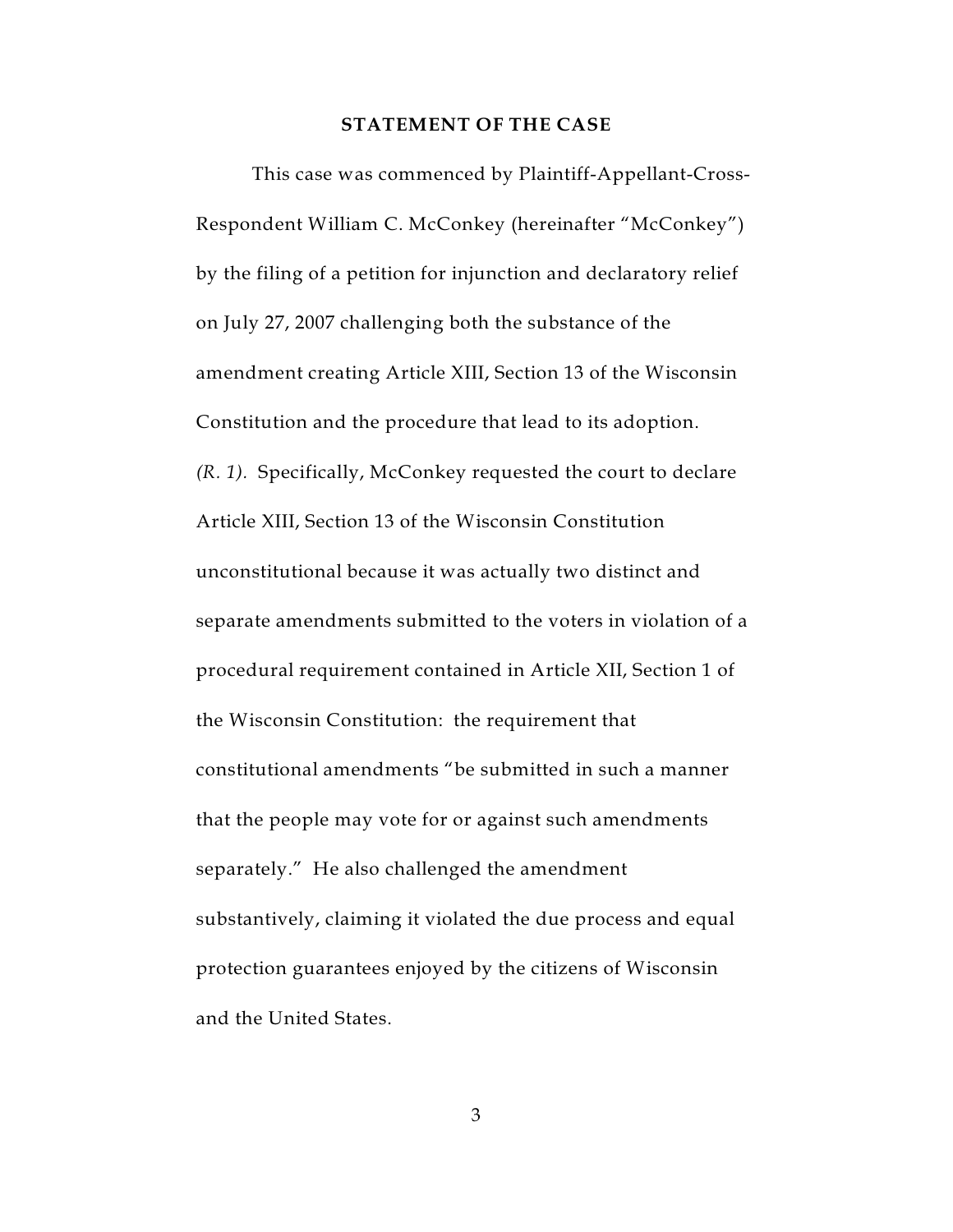## STATEMENT OF THE CASE

This case was commenced by Plaintiff-Appellant-Cross-Respondent William C. McConkey (hereinafter "McConkey") by the filing of a petition for injunction and declaratory relief on July 27, 2007 challenging both the substance of the amendment creating Article XIII, Section 13 of the Wisconsin Constitution and the procedure that lead to its adoption. *(R. 1).* Specifically, McConkey requested the court to declare Article XIII, Section 13 of the Wisconsin Constitution unconstitutional because it was actually two distinct and separate amendments submitted to the voters in violation of a procedural requirement contained in Article XII, Section 1 of the Wisconsin Constitution: the requirement that constitutional amendments "be submitted in such a manner that the people may vote for or against such amendments separately." He also challenged the amendment substantively, claiming it violated the due process and equal protection guarantees enjoyed by the citizens of Wisconsin and the United States.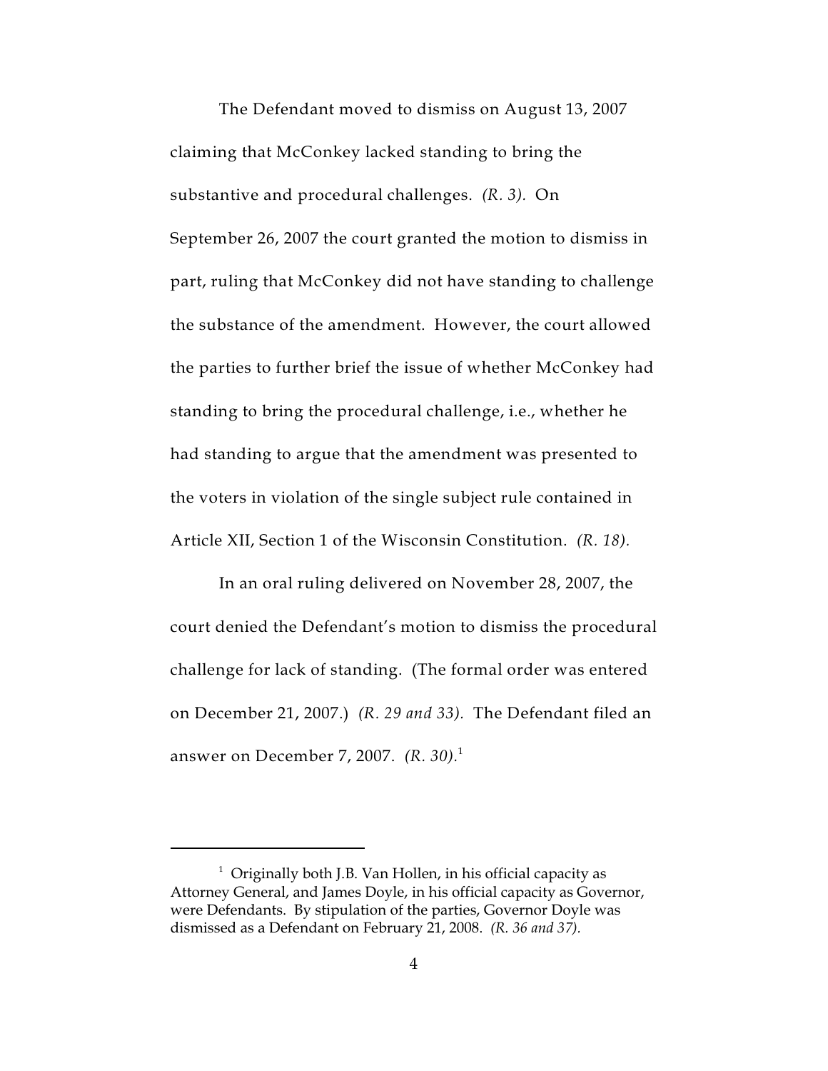The Defendant moved to dismiss on August 13, 2007 claiming that McConkey lacked standing to bring the substantive and procedural challenges. *(R. 3).* On September 26, 2007 the court granted the motion to dismiss in part, ruling that McConkey did not have standing to challenge the substance of the amendment. However, the court allowed the parties to further brief the issue of whether McConkey had standing to bring the procedural challenge, i.e., whether he had standing to argue that the amendment was presented to the voters in violation of the single subject rule contained in Article XII, Section 1 of the Wisconsin Constitution. *(R. 18).*

In an oral ruling delivered on November 28, 2007, the court denied the Defendant's motion to dismiss the procedural challenge for lack of standing. (The formal order was entered on December 21, 2007.) *(R. 29 and 33).* The Defendant filed an answer on December 7, 2007. *(R. 30).*[1]

---

[1] Originally both J.B. Van Hollen, in his official capacity as Attorney General, and James Doyle, in his official capacity as Governor, were Defendants. By stipulation of the parties, Governor Doyle was dismissed as a Defendant on February 21, 2008. *(R. 36 and 37).*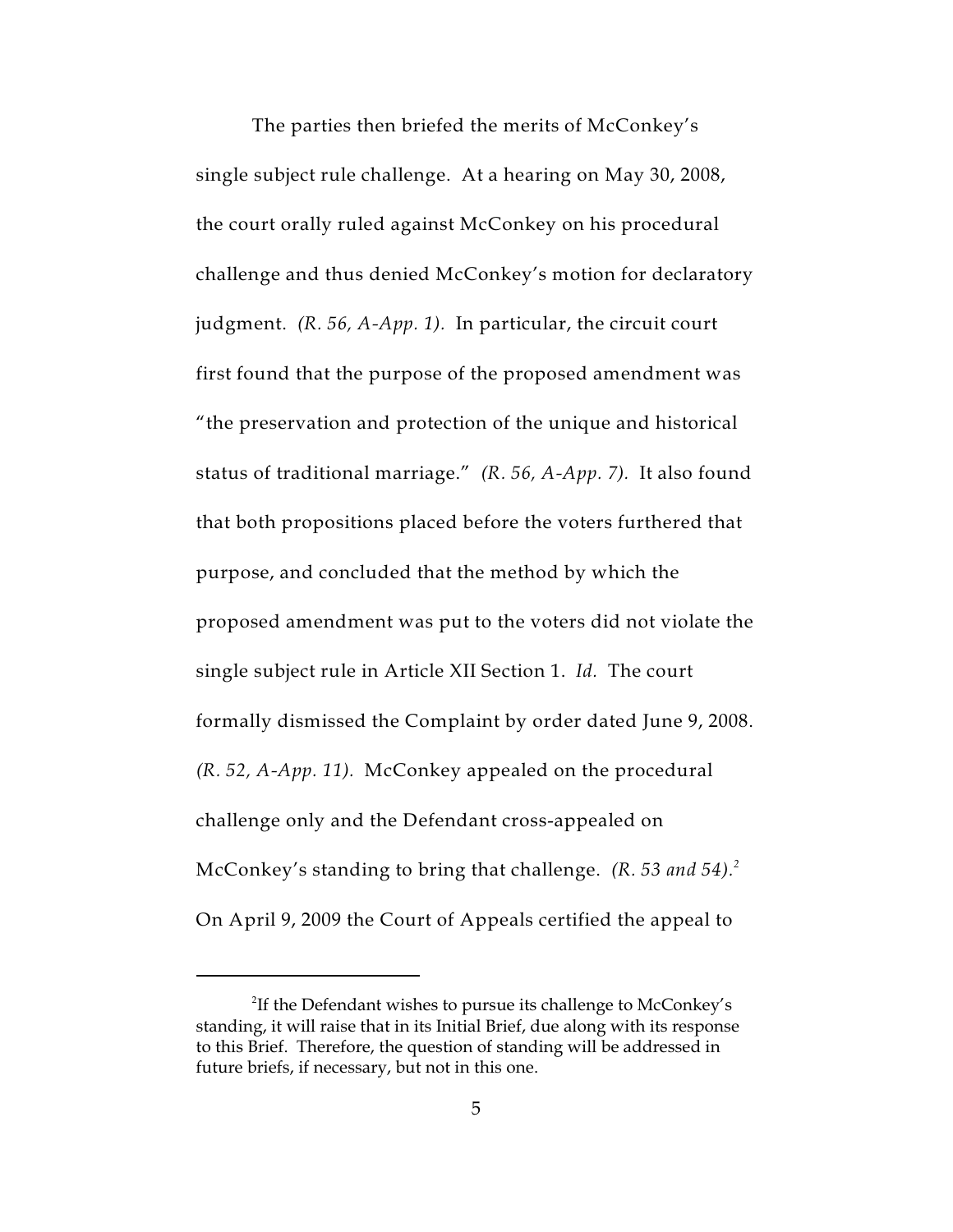The parties then briefed the merits of McConkey's single subject rule challenge. At a hearing on May 30, 2008, the court orally ruled against McConkey on his procedural challenge and thus denied McConkey's motion for declaratory judgment. *(R. 56, A-App. 1).* In particular, the circuit court first found that the purpose of the proposed amendment was "the preservation and protection of the unique and historical status of traditional marriage." *(R. 56, A-App. 7).* It also found that both propositions placed before the voters furthered that purpose, and concluded that the method by which the proposed amendment was put to the voters did not violate the single subject rule in Article XII Section 1. *Id.* The court formally dismissed the Complaint by order dated June 9, 2008. *(R. 52, A-App. 11).* McConkey appealed on the procedural challenge only and the Defendant cross-appealed on McConkey's standing to bring that challenge. *(R. 53 and 54).*[2] On April 9, 2009 the Court of Appeals certified the appeal to

---

[2] If the Defendant wishes to pursue its challenge to McConkey's standing, it will raise that in its Initial Brief, due along with its response to this Brief. Therefore, the question of standing will be addressed in future briefs, if necessary, but not in this one.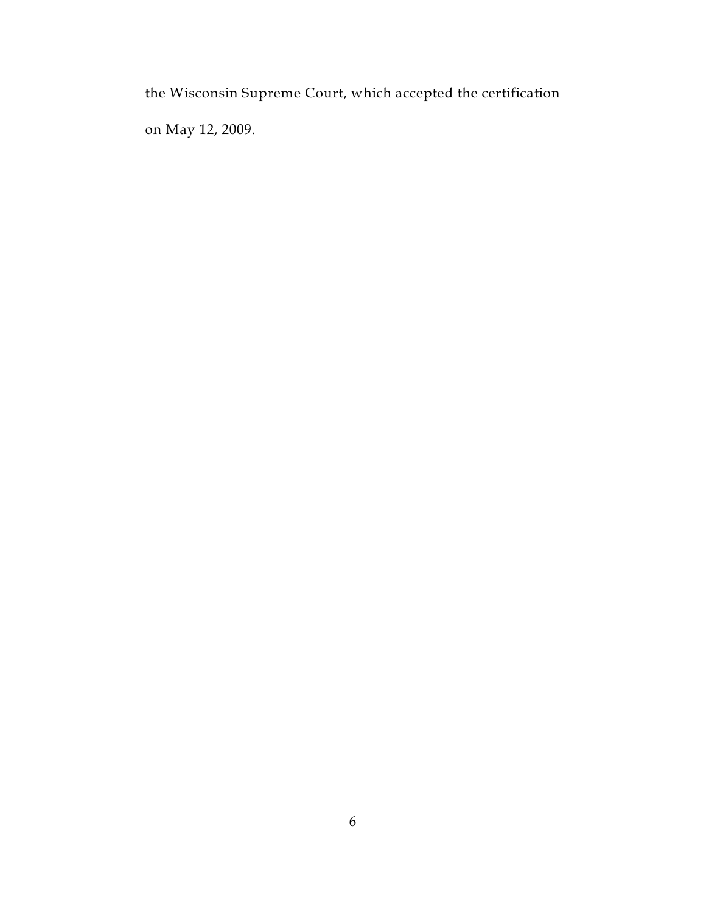the Wisconsin Supreme Court, which accepted the certification on May 12, 2009.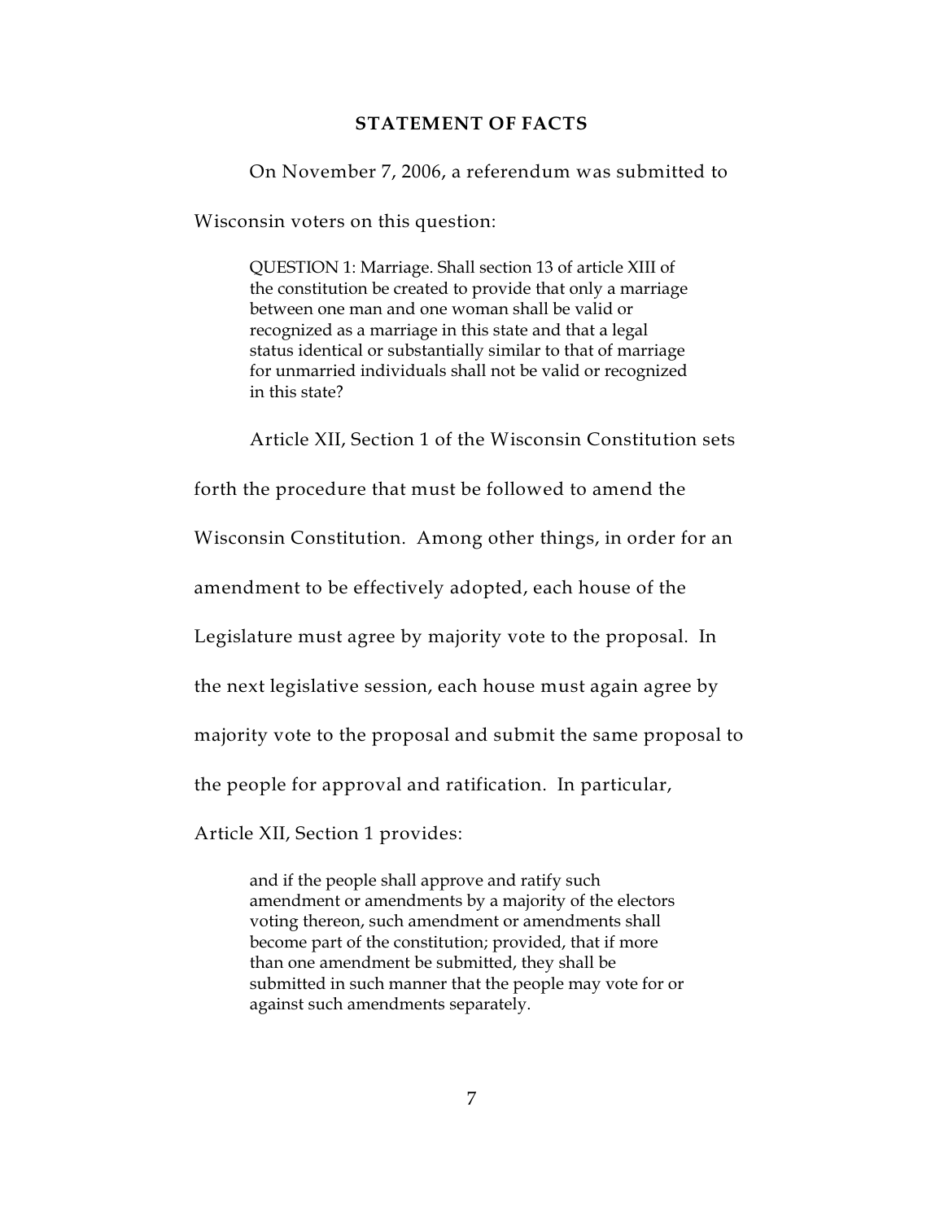## STATEMENT OF FACTS

On November 7, 2006, a referendum was submitted to Wisconsin voters on this question:

> QUESTION 1: Marriage. Shall section 13 of article XIII of the constitution be created to provide that only a marriage between one man and one woman shall be valid or recognized as a marriage in this state and that a legal status identical or substantially similar to that of marriage for unmarried individuals shall not be valid or recognized in this state?

Article XII, Section 1 of the Wisconsin Constitution sets forth the procedure that must be followed to amend the Wisconsin Constitution. Among other things, in order for an amendment to be effectively adopted, each house of the Legislature must agree by majority vote to the proposal. In the next legislative session, each house must again agree by majority vote to the proposal and submit the same proposal to the people for approval and ratification. In particular, Article XII, Section 1 provides:

> and if the people shall approve and ratify such amendment or amendments by a majority of the electors voting thereon, such amendment or amendments shall become part of the constitution; provided, that if more than one amendment be submitted, they shall be submitted in such manner that the people may vote for or against such amendments separately.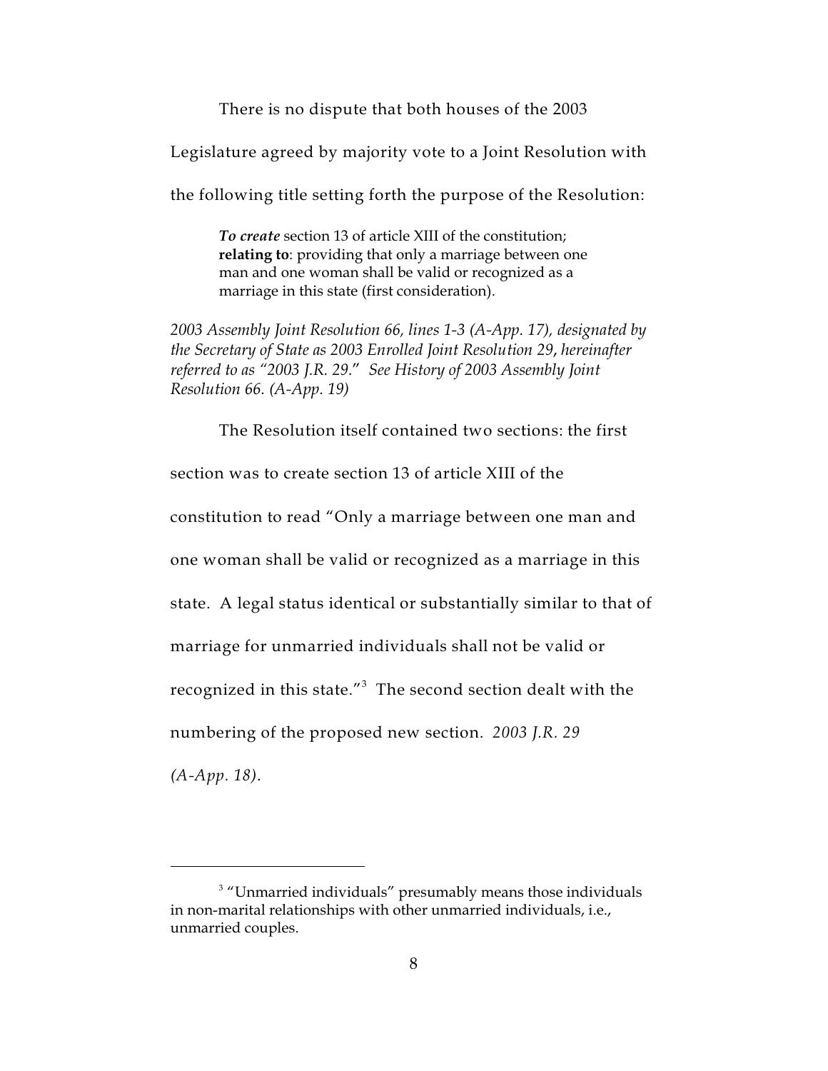There is no dispute that both houses of the 2003 Legislature agreed by majority vote to a Joint Resolution with the following title setting forth the purpose of the Resolution:

> ***To create*** section 13 of article XIII of the constitution; **relating to**: providing that only a marriage between one man and one woman shall be valid or recognized as a marriage in this state (first consideration).

*2003 Assembly Joint Resolution 66, lines 1-3 (A-App. 17), designated by the Secretary of State as 2003 Enrolled Joint Resolution 29, hereinafter referred to as "2003 J.R. 29." See History of 2003 Assembly Joint Resolution 66. (A-App. 19)*

The Resolution itself contained two sections: the first section was to create section 13 of article XIII of the constitution to read "Only a marriage between one man and one woman shall be valid or recognized as a marriage in this state. A legal status identical or substantially similar to that of marriage for unmarried individuals shall not be valid or recognized in this state."[3] The second section dealt with the numbering of the proposed new section. *2003 J.R. 29 (A-App. 18)*.

---

[3] "Unmarried individuals" presumably means those individuals in non-marital relationships with other unmarried individuals, i.e., unmarried couples.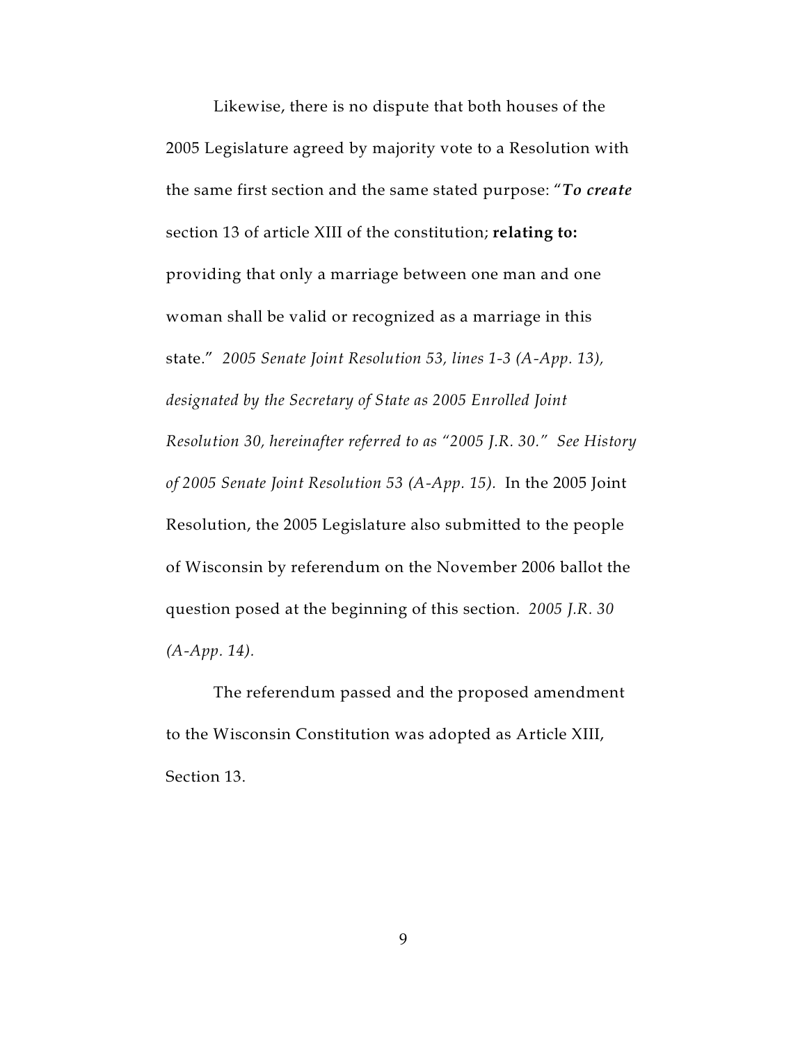Likewise, there is no dispute that both houses of the 2005 Legislature agreed by majority vote to a Resolution with the same first section and the same stated purpose: "***To create*** section 13 of article XIII of the constitution; **relating to:** providing that only a marriage between one man and one woman shall be valid or recognized as a marriage in this state." *2005 Senate Joint Resolution 53, lines 1-3 (A-App. 13), designated by the Secretary of State as 2005 Enrolled Joint Resolution 30, hereinafter referred to as "2005 J.R. 30." See History of 2005 Senate Joint Resolution 53 (A-App. 15).* In the 2005 Joint Resolution, the 2005 Legislature also submitted to the people of Wisconsin by referendum on the November 2006 ballot the question posed at the beginning of this section. *2005 J.R. 30 (A-App. 14).*

The referendum passed and the proposed amendment to the Wisconsin Constitution was adopted as Article XIII, Section 13.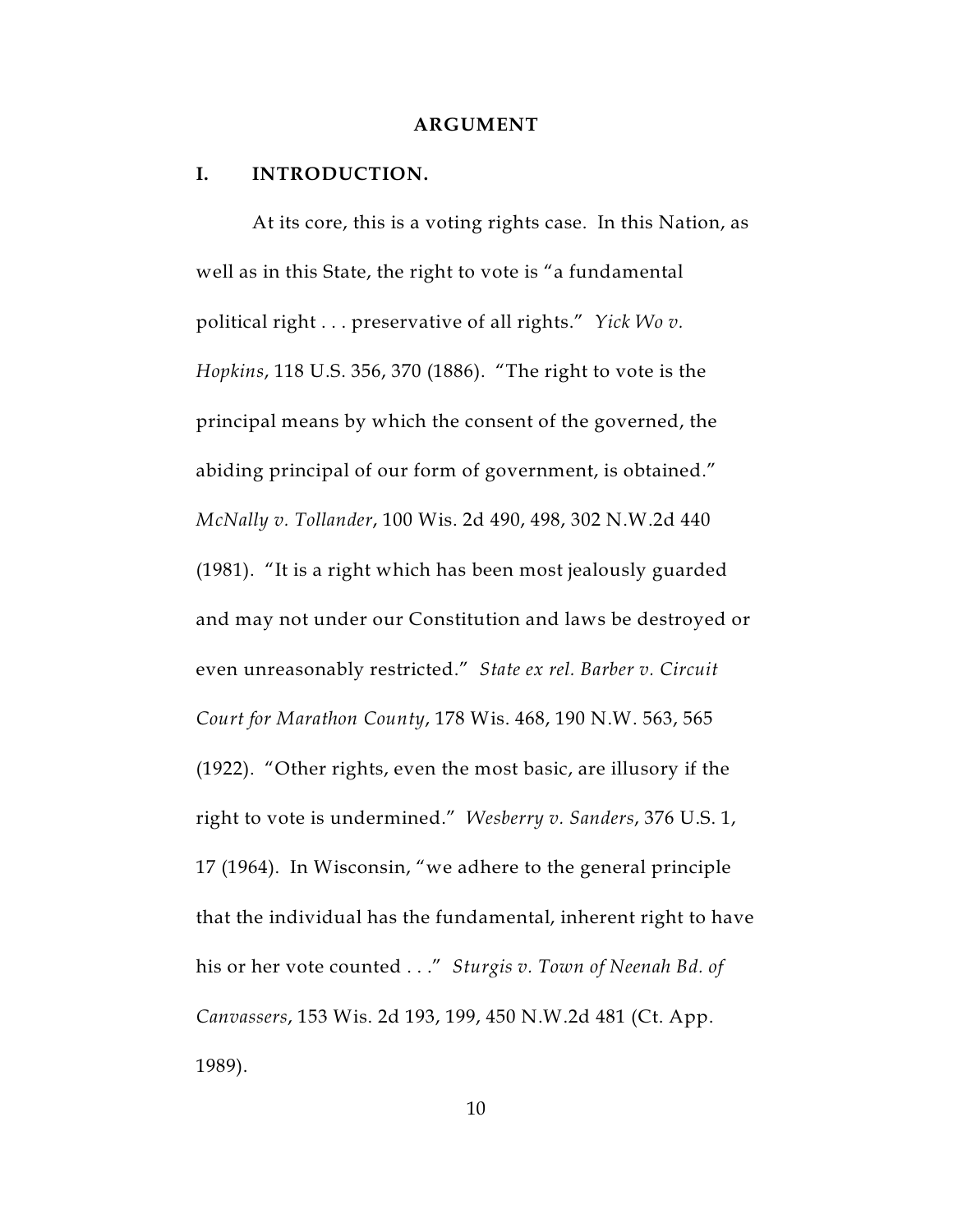## ARGUMENT

### I. INTRODUCTION.

At its core, this is a voting rights case. In this Nation, as well as in this State, the right to vote is "a fundamental political right . . . preservative of all rights." *Yick Wo v. Hopkins*, 118 U.S. 356, 370 (1886). "The right to vote is the principal means by which the consent of the governed, the abiding principal of our form of government, is obtained." *McNally v. Tollander*, 100 Wis. 2d 490, 498, 302 N.W.2d 440 (1981). "It is a right which has been most jealously guarded and may not under our Constitution and laws be destroyed or even unreasonably restricted." *State ex rel. Barber v. Circuit Court for Marathon County*, 178 Wis. 468, 190 N.W. 563, 565 (1922). "Other rights, even the most basic, are illusory if the right to vote is undermined." *Wesberry v. Sanders*, 376 U.S. 1, 17 (1964). In Wisconsin, "we adhere to the general principle that the individual has the fundamental, inherent right to have his or her vote counted . . ." *Sturgis v. Town of Neenah Bd. of Canvassers*, 153 Wis. 2d 193, 199, 450 N.W.2d 481 (Ct. App. 1989).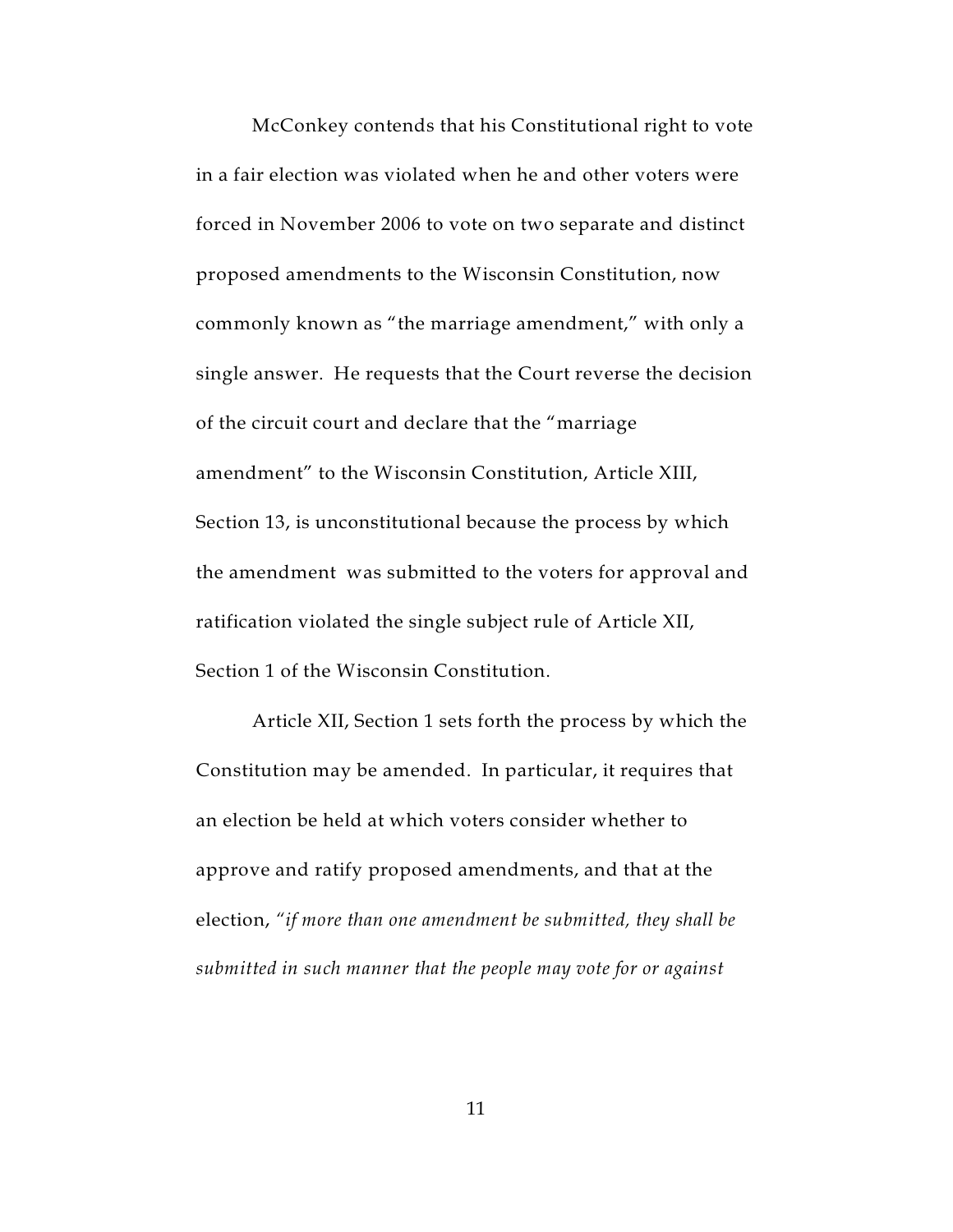McConkey contends that his Constitutional right to vote in a fair election was violated when he and other voters were forced in November 2006 to vote on two separate and distinct proposed amendments to the Wisconsin Constitution, now commonly known as "the marriage amendment," with only a single answer. He requests that the Court reverse the decision of the circuit court and declare that the "marriage amendment" to the Wisconsin Constitution, Article XIII, Section 13, is unconstitutional because the process by which the amendment was submitted to the voters for approval and ratification violated the single subject rule of Article XII, Section 1 of the Wisconsin Constitution.

Article XII, Section 1 sets forth the process by which the Constitution may be amended. In particular, it requires that an election be held at which voters consider whether to approve and ratify proposed amendments, and that at the election, *"if more than one amendment be submitted, they shall be submitted in such manner that the people may vote for or against*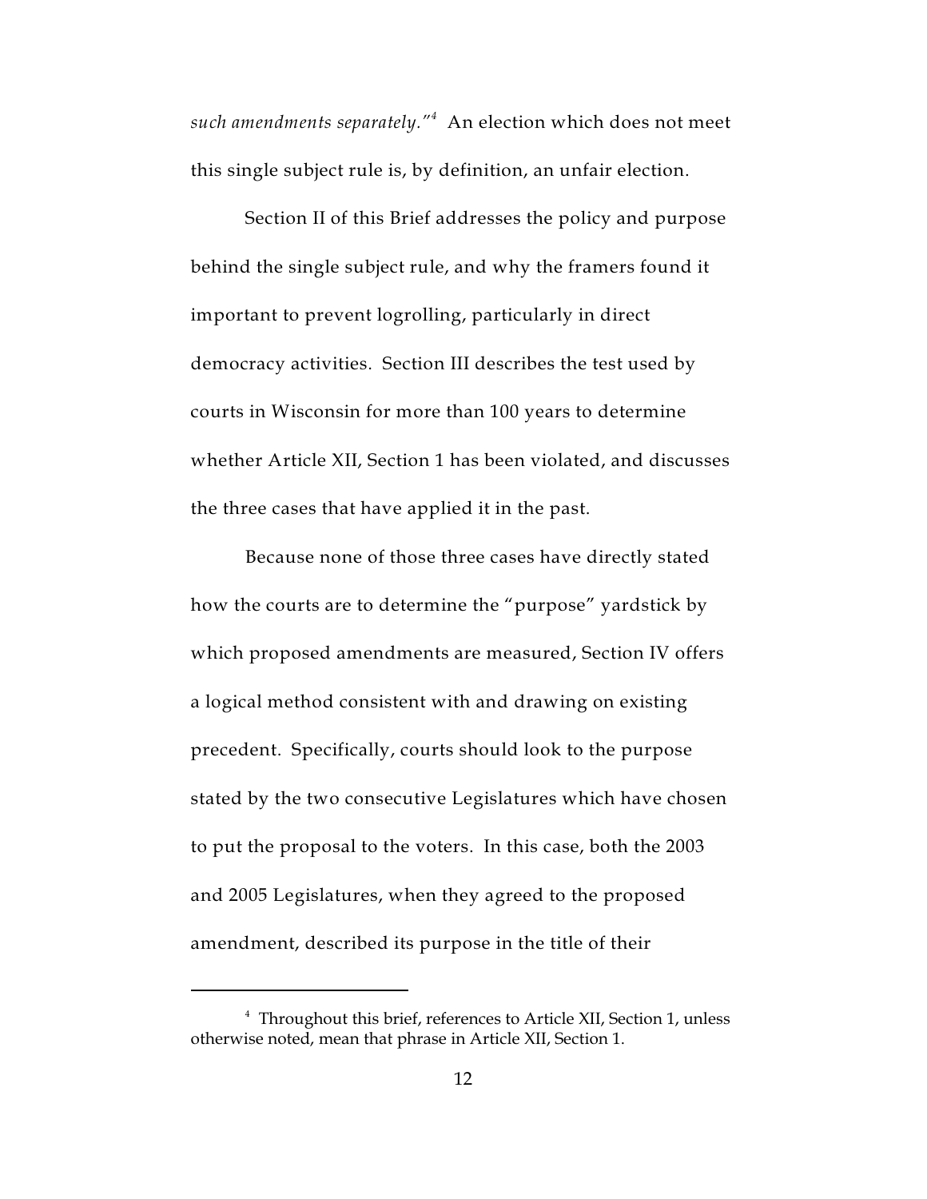*such amendments separately."*[4] An election which does not meet this single subject rule is, by definition, an unfair election.

Section II of this Brief addresses the policy and purpose behind the single subject rule, and why the framers found it important to prevent logrolling, particularly in direct democracy activities. Section III describes the test used by courts in Wisconsin for more than 100 years to determine whether Article XII, Section 1 has been violated, and discusses the three cases that have applied it in the past.

Because none of those three cases have directly stated how the courts are to determine the "purpose" yardstick by which proposed amendments are measured, Section IV offers a logical method consistent with and drawing on existing precedent. Specifically, courts should look to the purpose stated by the two consecutive Legislatures which have chosen to put the proposal to the voters. In this case, both the 2003 and 2005 Legislatures, when they agreed to the proposed amendment, described its purpose in the title of their

---

[4] Throughout this brief, references to Article XII, Section 1, unless otherwise noted, mean that phrase in Article XII, Section 1.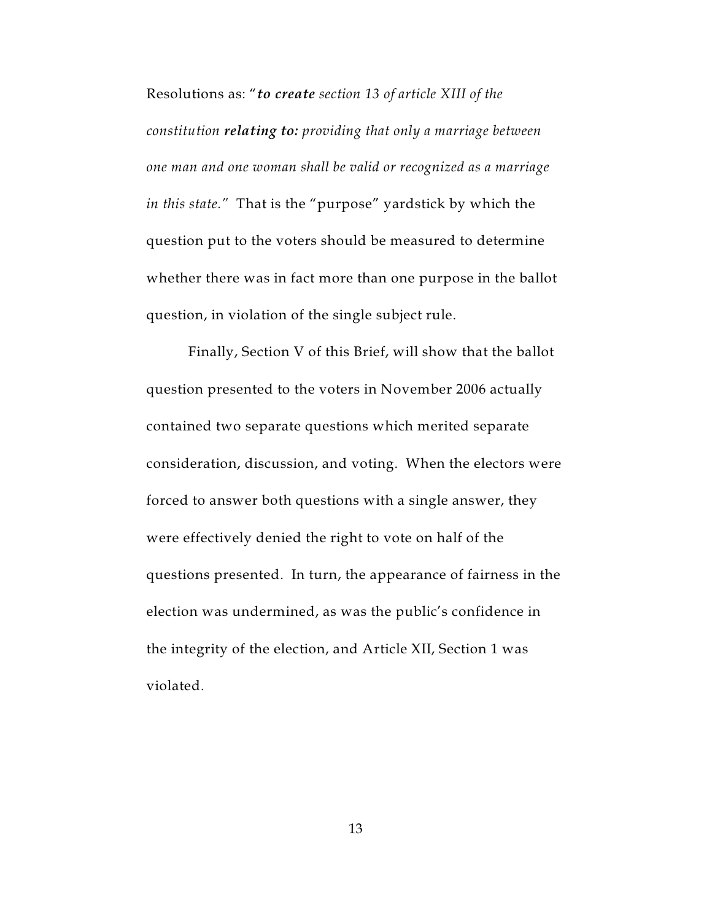Resolutions as: "***to create*** *section 13 of article XIII of the constitution* ***relating to:*** *providing that only a marriage between one man and one woman shall be valid or recognized as a marriage in this state.*" That is the "purpose" yardstick by which the question put to the voters should be measured to determine whether there was in fact more than one purpose in the ballot question, in violation of the single subject rule.

Finally, Section V of this Brief, will show that the ballot question presented to the voters in November 2006 actually contained two separate questions which merited separate consideration, discussion, and voting. When the electors were forced to answer both questions with a single answer, they were effectively denied the right to vote on half of the questions presented. In turn, the appearance of fairness in the election was undermined, as was the public's confidence in the integrity of the election, and Article XII, Section 1 was violated.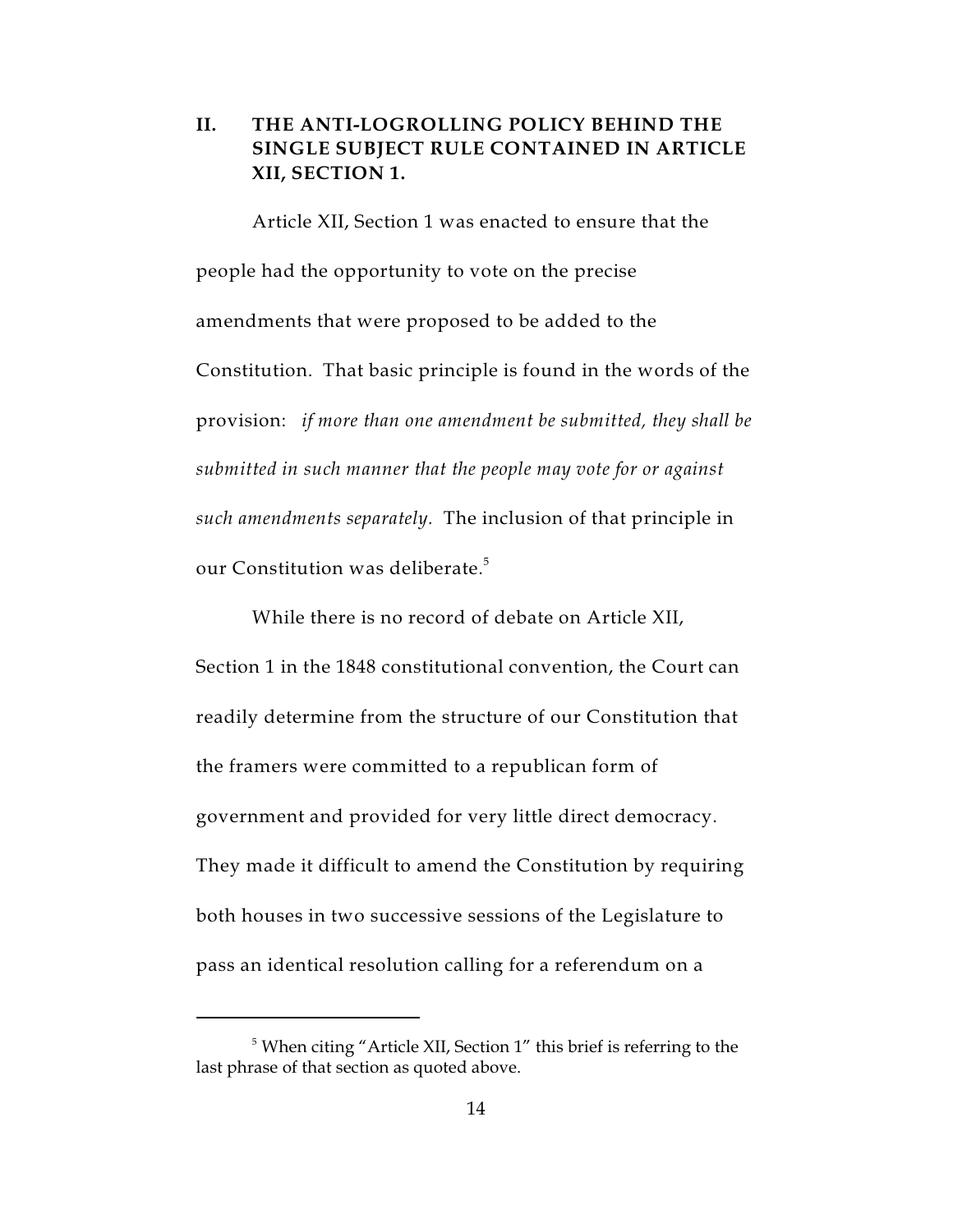## II. THE ANTI-LOGROLLING POLICY BEHIND THE SINGLE SUBJECT RULE CONTAINED IN ARTICLE XII, SECTION 1.

Article XII, Section 1 was enacted to ensure that the people had the opportunity to vote on the precise amendments that were proposed to be added to the Constitution. That basic principle is found in the words of the provision: *if more than one amendment be submitted, they shall be submitted in such manner that the people may vote for or against such amendments separately.* The inclusion of that principle in our Constitution was deliberate.[5]

While there is no record of debate on Article XII, Section 1 in the 1848 constitutional convention, the Court can readily determine from the structure of our Constitution that the framers were committed to a republican form of government and provided for very little direct democracy. They made it difficult to amend the Constitution by requiring both houses in two successive sessions of the Legislature to pass an identical resolution calling for a referendum on a

---

[5] When citing "Article XII, Section 1" this brief is referring to the last phrase of that section as quoted above.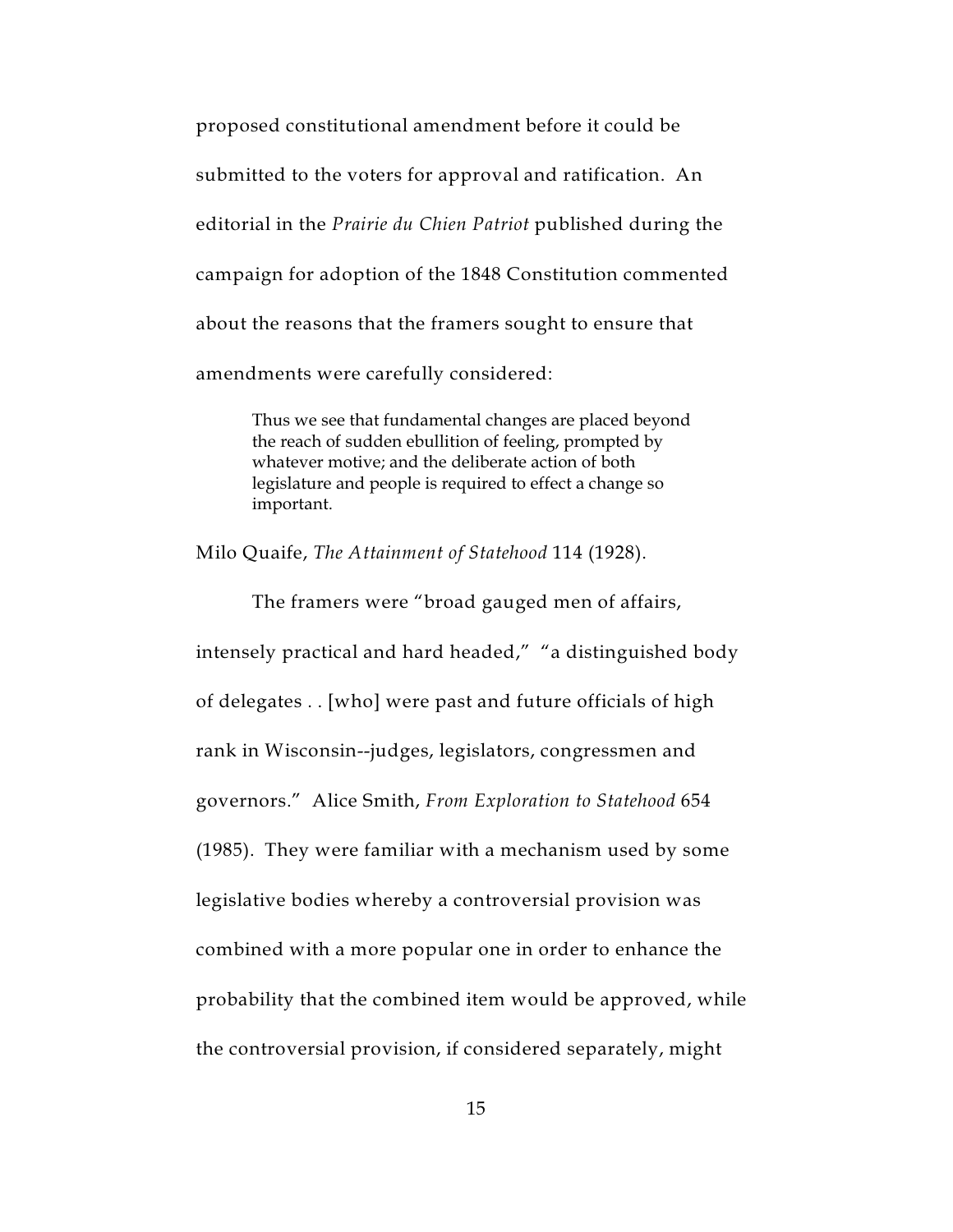proposed constitutional amendment before it could be submitted to the voters for approval and ratification. An editorial in the *Prairie du Chien Patriot* published during the campaign for adoption of the 1848 Constitution commented about the reasons that the framers sought to ensure that amendments were carefully considered:

> Thus we see that fundamental changes are placed beyond the reach of sudden ebullition of feeling, prompted by whatever motive; and the deliberate action of both legislature and people is required to effect a change so important.

Milo Quaife, *The Attainment of Statehood* 114 (1928).

The framers were "broad gauged men of affairs, intensely practical and hard headed," "a distinguished body of delegates . . [who] were past and future officials of high rank in Wisconsin--judges, legislators, congressmen and governors." Alice Smith, *From Exploration to Statehood* 654 (1985). They were familiar with a mechanism used by some legislative bodies whereby a controversial provision was combined with a more popular one in order to enhance the probability that the combined item would be approved, while the controversial provision, if considered separately, might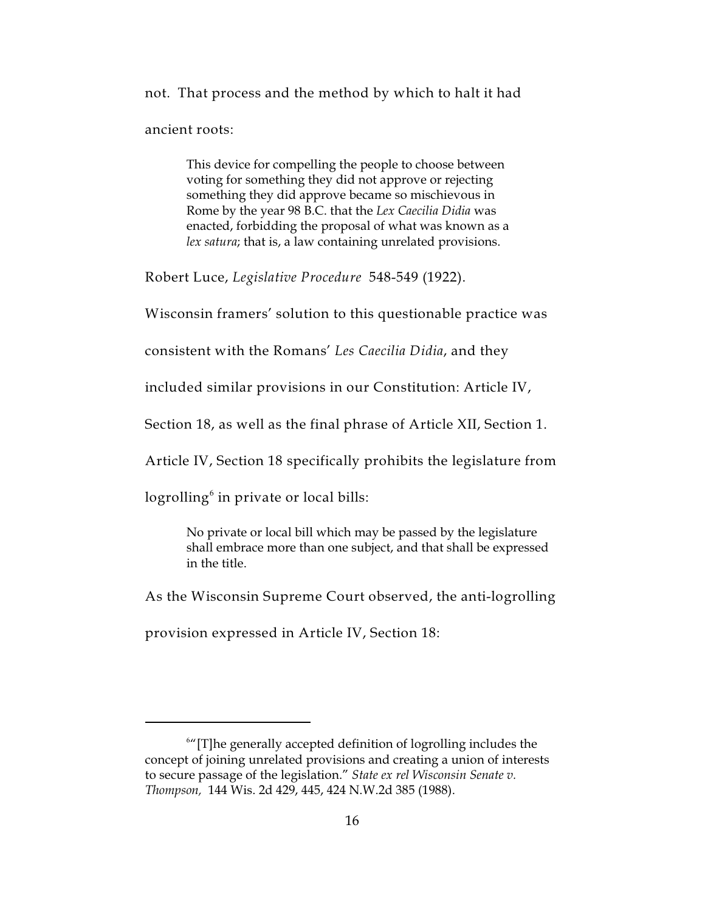not. That process and the method by which to halt it had ancient roots:

> This device for compelling the people to choose between voting for something they did not approve or rejecting something they did approve became so mischievous in Rome by the year 98 B.C. that the *Lex Caecilia Didia* was enacted, forbidding the proposal of what was known as a *lex satura*; that is, a law containing unrelated provisions.

Robert Luce, *Legislative Procedure* 548-549 (1922).

Wisconsin framers' solution to this questionable practice was consistent with the Romans' *Les Caecilia Didia*, and they included similar provisions in our Constitution: Article IV, Section 18, as well as the final phrase of Article XII, Section 1. Article IV, Section 18 specifically prohibits the legislature from logrolling[6] in private or local bills:

> No private or local bill which may be passed by the legislature shall embrace more than one subject, and that shall be expressed in the title.

As the Wisconsin Supreme Court observed, the anti-logrolling provision expressed in Article IV, Section 18:

---

[6] "[T]he generally accepted definition of logrolling includes the concept of joining unrelated provisions and creating a union of interests to secure passage of the legislation." *State ex rel Wisconsin Senate v. Thompson,* 144 Wis. 2d 429, 445, 424 N.W.2d 385 (1988).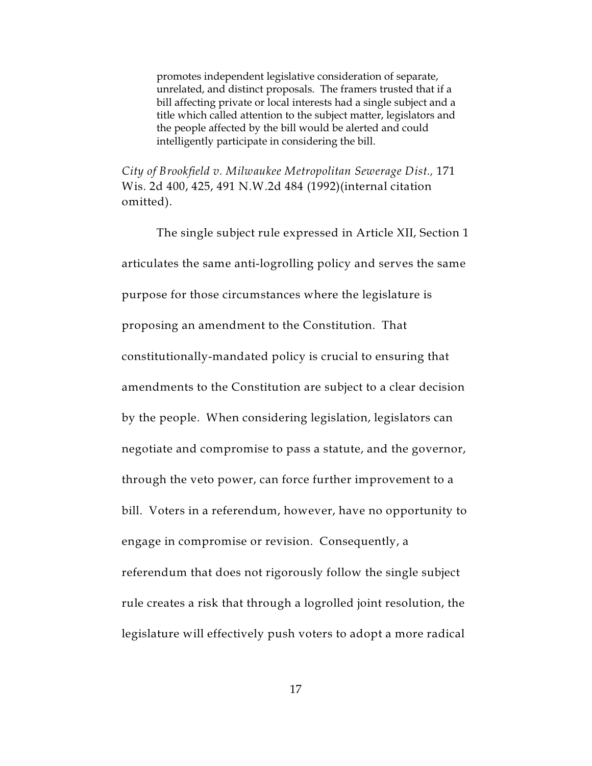> promotes independent legislative consideration of separate, unrelated, and distinct proposals. The framers trusted that if a bill affecting private or local interests had a single subject and a title which called attention to the subject matter, legislators and the people affected by the bill would be alerted and could intelligently participate in considering the bill.

*City of Brookfield v. Milwaukee Metropolitan Sewerage Dist.,* 171 Wis. 2d 400, 425, 491 N.W.2d 484 (1992)(internal citation omitted).

The single subject rule expressed in Article XII, Section 1 articulates the same anti-logrolling policy and serves the same purpose for those circumstances where the legislature is proposing an amendment to the Constitution. That constitutionally-mandated policy is crucial to ensuring that amendments to the Constitution are subject to a clear decision by the people. When considering legislation, legislators can negotiate and compromise to pass a statute, and the governor, through the veto power, can force further improvement to a bill. Voters in a referendum, however, have no opportunity to engage in compromise or revision. Consequently, a referendum that does not rigorously follow the single subject rule creates a risk that through a logrolled joint resolution, the legislature will effectively push voters to adopt a more radical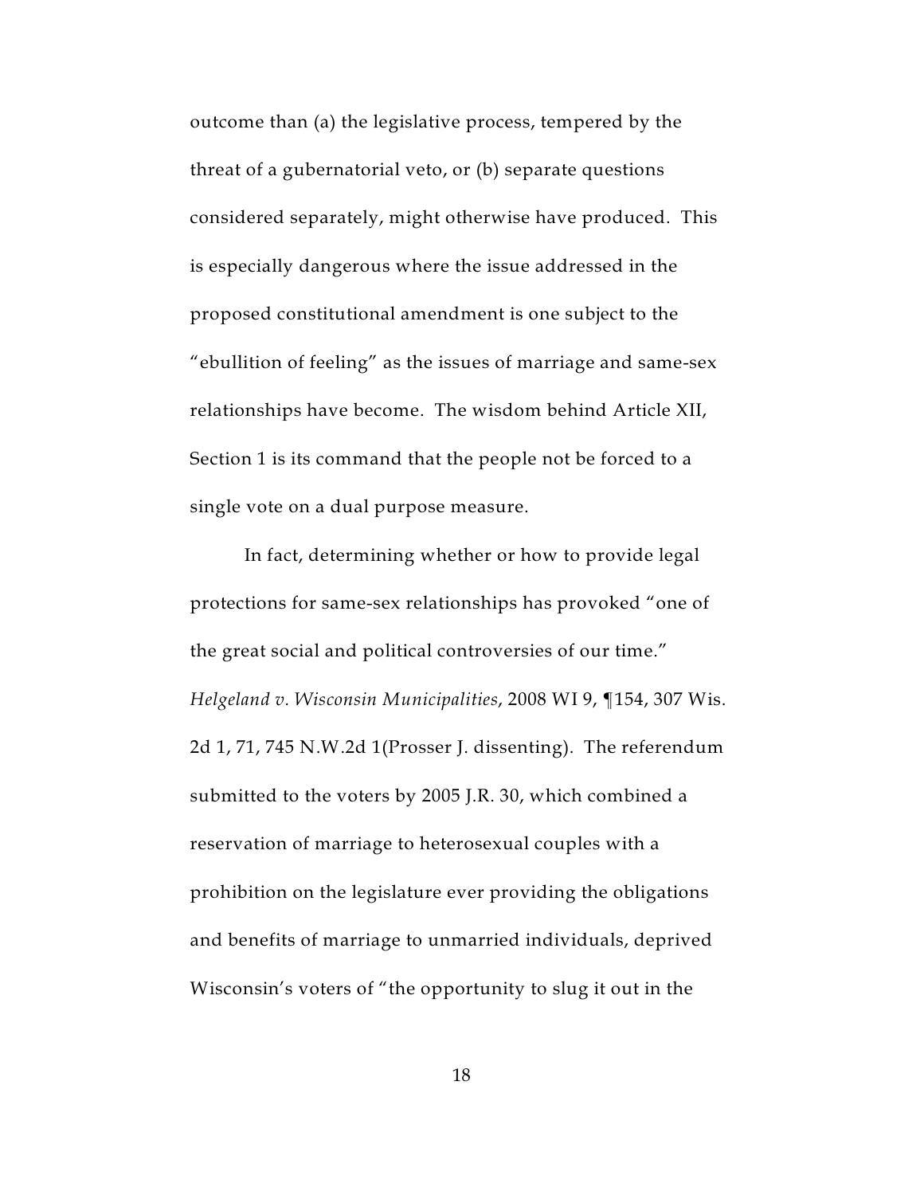outcome than (a) the legislative process, tempered by the threat of a gubernatorial veto, or (b) separate questions considered separately, might otherwise have produced. This is especially dangerous where the issue addressed in the proposed constitutional amendment is one subject to the "ebullition of feeling" as the issues of marriage and same-sex relationships have become. The wisdom behind Article XII, Section 1 is its command that the people not be forced to a single vote on a dual purpose measure.

In fact, determining whether or how to provide legal protections for same-sex relationships has provoked "one of the great social and political controversies of our time." *Helgeland v. Wisconsin Municipalities*, 2008 WI 9, ¶154, 307 Wis. 2d 1, 71, 745 N.W.2d 1(Prosser J. dissenting). The referendum submitted to the voters by 2005 J.R. 30, which combined a reservation of marriage to heterosexual couples with a prohibition on the legislature ever providing the obligations and benefits of marriage to unmarried individuals, deprived Wisconsin's voters of "the opportunity to slug it out in the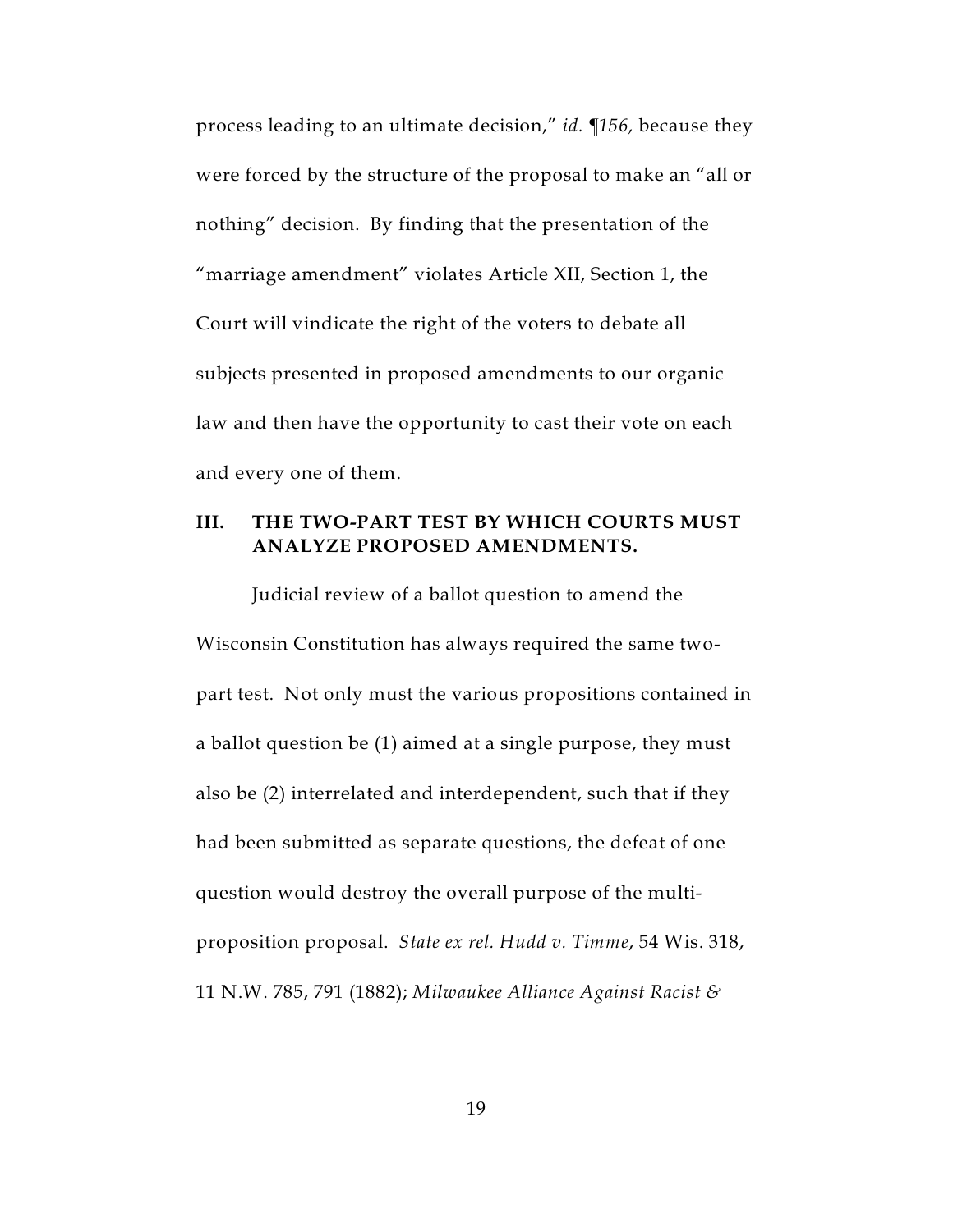process leading to an ultimate decision," *id.* *¶156,* because they were forced by the structure of the proposal to make an "all or nothing" decision. By finding that the presentation of the "marriage amendment" violates Article XII, Section 1, the Court will vindicate the right of the voters to debate all subjects presented in proposed amendments to our organic law and then have the opportunity to cast their vote on each and every one of them.

## III. THE TWO-PART TEST BY WHICH COURTS MUST ANALYZE PROPOSED AMENDMENTS.

Judicial review of a ballot question to amend the Wisconsin Constitution has always required the same two-part test. Not only must the various propositions contained in a ballot question be (1) aimed at a single purpose, they must also be (2) interrelated and interdependent, such that if they had been submitted as separate questions, the defeat of one question would destroy the overall purpose of the multi-proposition proposal. *State ex rel. Hudd v. Timme*, 54 Wis. 318, 11 N.W. 785, 791 (1882); *Milwaukee Alliance Against Racist &*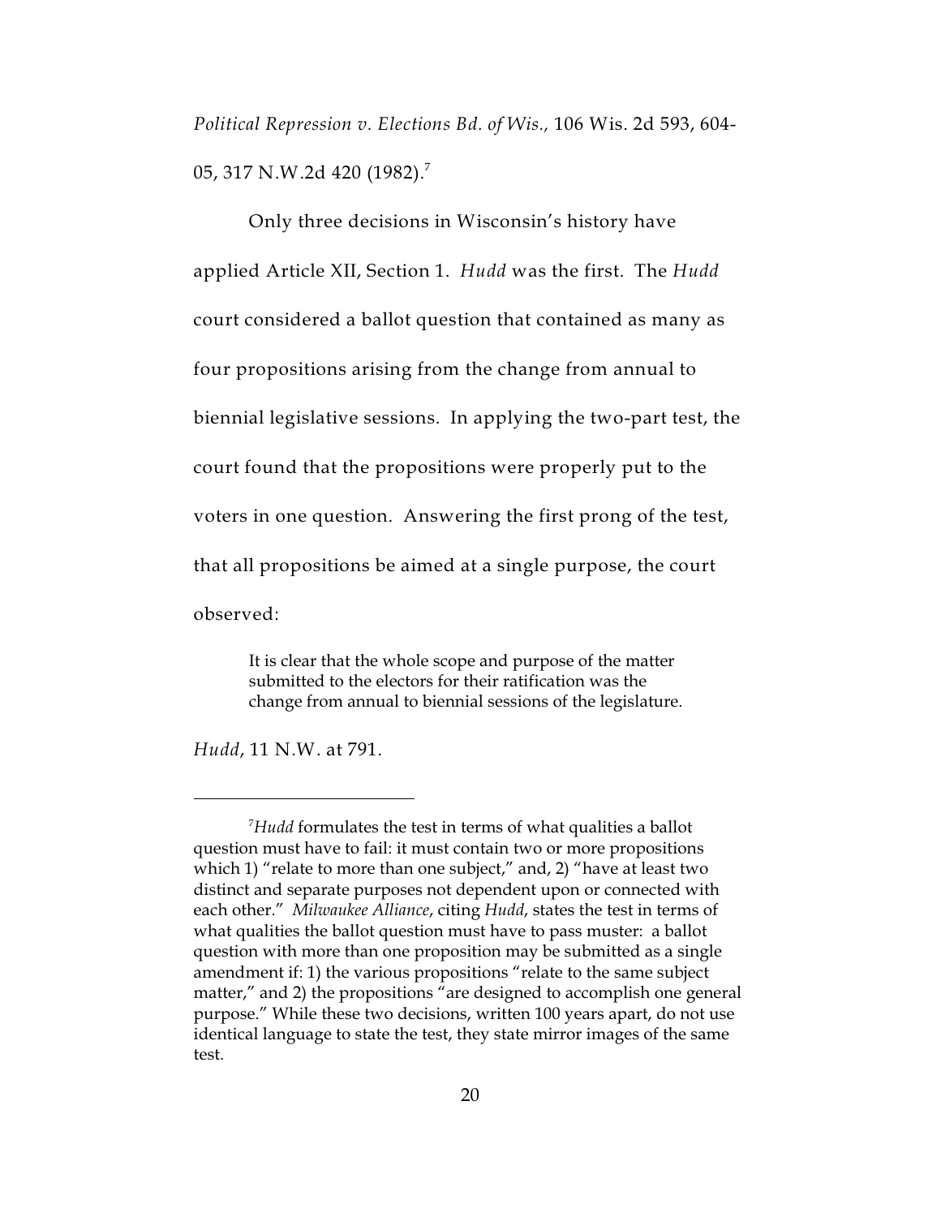*Political Repression v. Elections Bd. of Wis.*, 106 Wis. 2d 593, 604-05, 317 N.W.2d 420 (1982).[7]

Only three decisions in Wisconsin's history have applied Article XII, Section 1. *Hudd* was the first. The *Hudd* court considered a ballot question that contained as many as four propositions arising from the change from annual to biennial legislative sessions. In applying the two-part test, the court found that the propositions were properly put to the voters in one question. Answering the first prong of the test, that all propositions be aimed at a single purpose, the court observed:

> It is clear that the whole scope and purpose of the matter submitted to the electors for their ratification was the change from annual to biennial sessions of the legislature.

*Hudd*, 11 N.W. at 791.

---

[7] *Hudd* formulates the test in terms of what qualities a ballot question must have to fail: it must contain two or more propositions which 1) "relate to more than one subject," and, 2) "have at least two distinct and separate purposes not dependent upon or connected with each other." *Milwaukee Alliance*, citing *Hudd*, states the test in terms of what qualities the ballot question must have to pass muster: a ballot question with more than one proposition may be submitted as a single amendment if: 1) the various propositions "relate to the same subject matter," and 2) the propositions "are designed to accomplish one general purpose." While these two decisions, written 100 years apart, do not use identical language to state the test, they state mirror images of the same test.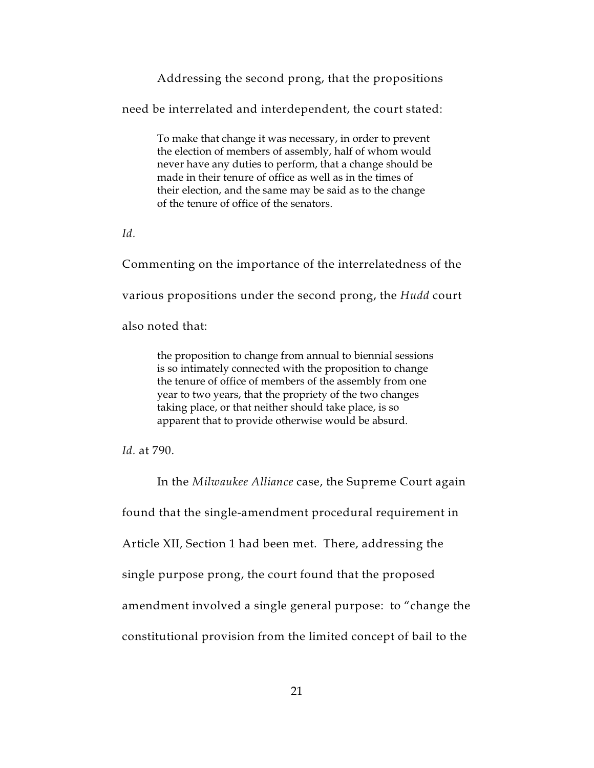Addressing the second prong, that the propositions need be interrelated and interdependent, the court stated:

> To make that change it was necessary, in order to prevent the election of members of assembly, half of whom would never have any duties to perform, that a change should be made in their tenure of office as well as in the times of their election, and the same may be said as to the change of the tenure of office of the senators.

*Id.*

Commenting on the importance of the interrelatedness of the various propositions under the second prong, the *Hudd* court also noted that:

> the proposition to change from annual to biennial sessions is so intimately connected with the proposition to change the tenure of office of members of the assembly from one year to two years, that the propriety of the two changes taking place, or that neither should take place, is so apparent that to provide otherwise would be absurd.

*Id.* at 790.

In the *Milwaukee Alliance* case, the Supreme Court again found that the single-amendment procedural requirement in Article XII, Section 1 had been met. There, addressing the single purpose prong, the court found that the proposed amendment involved a single general purpose: to "change the constitutional provision from the limited concept of bail to the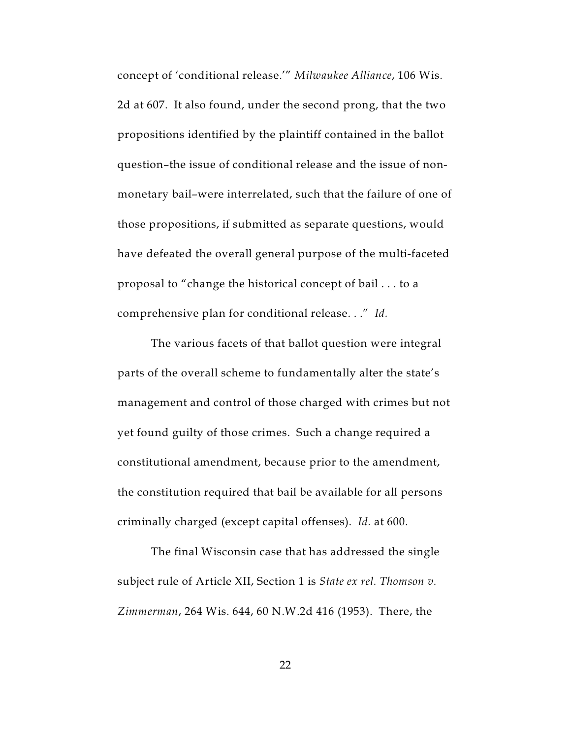concept of 'conditional release.'" *Milwaukee Alliance*, 106 Wis. 2d at 607. It also found, under the second prong, that the two propositions identified by the plaintiff contained in the ballot question–the issue of conditional release and the issue of non-monetary bail–were interrelated, such that the failure of one of those propositions, if submitted as separate questions, would have defeated the overall general purpose of the multi-faceted proposal to "change the historical concept of bail . . . to a comprehensive plan for conditional release. . ." *Id.*

The various facets of that ballot question were integral parts of the overall scheme to fundamentally alter the state's management and control of those charged with crimes but not yet found guilty of those crimes. Such a change required a constitutional amendment, because prior to the amendment, the constitution required that bail be available for all persons criminally charged (except capital offenses). *Id.* at 600.

The final Wisconsin case that has addressed the single subject rule of Article XII, Section 1 is *State ex rel. Thomson v. Zimmerman*, 264 Wis. 644, 60 N.W.2d 416 (1953). There, the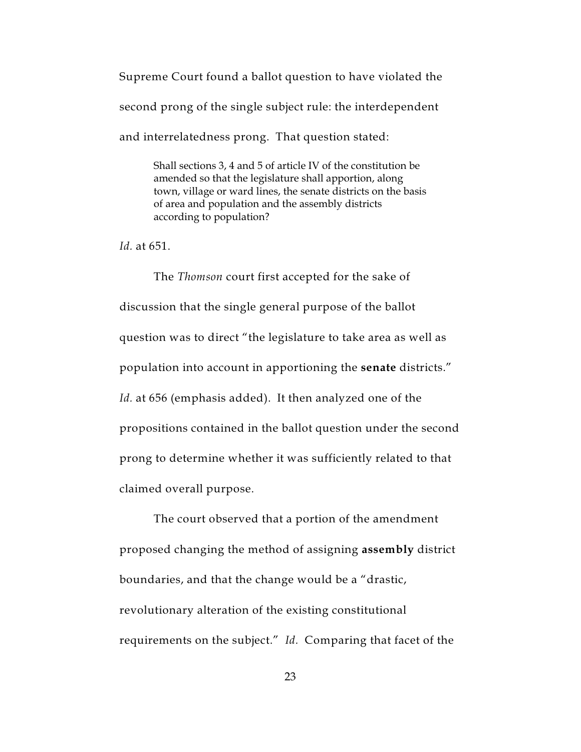Supreme Court found a ballot question to have violated the second prong of the single subject rule: the interdependent and interrelatedness prong. That question stated:

> Shall sections 3, 4 and 5 of article IV of the constitution be amended so that the legislature shall apportion, along town, village or ward lines, the senate districts on the basis of area and population and the assembly districts according to population?

*Id.* at 651.

The *Thomson* court first accepted for the sake of discussion that the single general purpose of the ballot question was to direct "the legislature to take area as well as population into account in apportioning the **senate** districts." *Id.* at 656 (emphasis added). It then analyzed one of the propositions contained in the ballot question under the second prong to determine whether it was sufficiently related to that claimed overall purpose.

The court observed that a portion of the amendment proposed changing the method of assigning **assembly** district boundaries, and that the change would be a "drastic, revolutionary alteration of the existing constitutional requirements on the subject." *Id.* Comparing that facet of the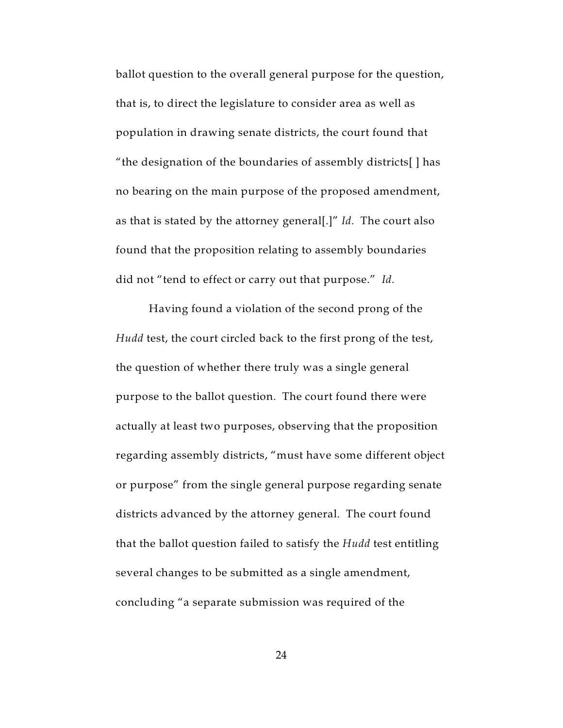ballot question to the overall general purpose for the question, that is, to direct the legislature to consider area as well as population in drawing senate districts, the court found that "the designation of the boundaries of assembly districts[ ] has no bearing on the main purpose of the proposed amendment, as that is stated by the attorney general[.]" *Id.* The court also found that the proposition relating to assembly boundaries did not "tend to effect or carry out that purpose." *Id.*

Having found a violation of the second prong of the *Hudd* test, the court circled back to the first prong of the test, the question of whether there truly was a single general purpose to the ballot question. The court found there were actually at least two purposes, observing that the proposition regarding assembly districts, "must have some different object or purpose" from the single general purpose regarding senate districts advanced by the attorney general. The court found that the ballot question failed to satisfy the *Hudd* test entitling several changes to be submitted as a single amendment, concluding "a separate submission was required of the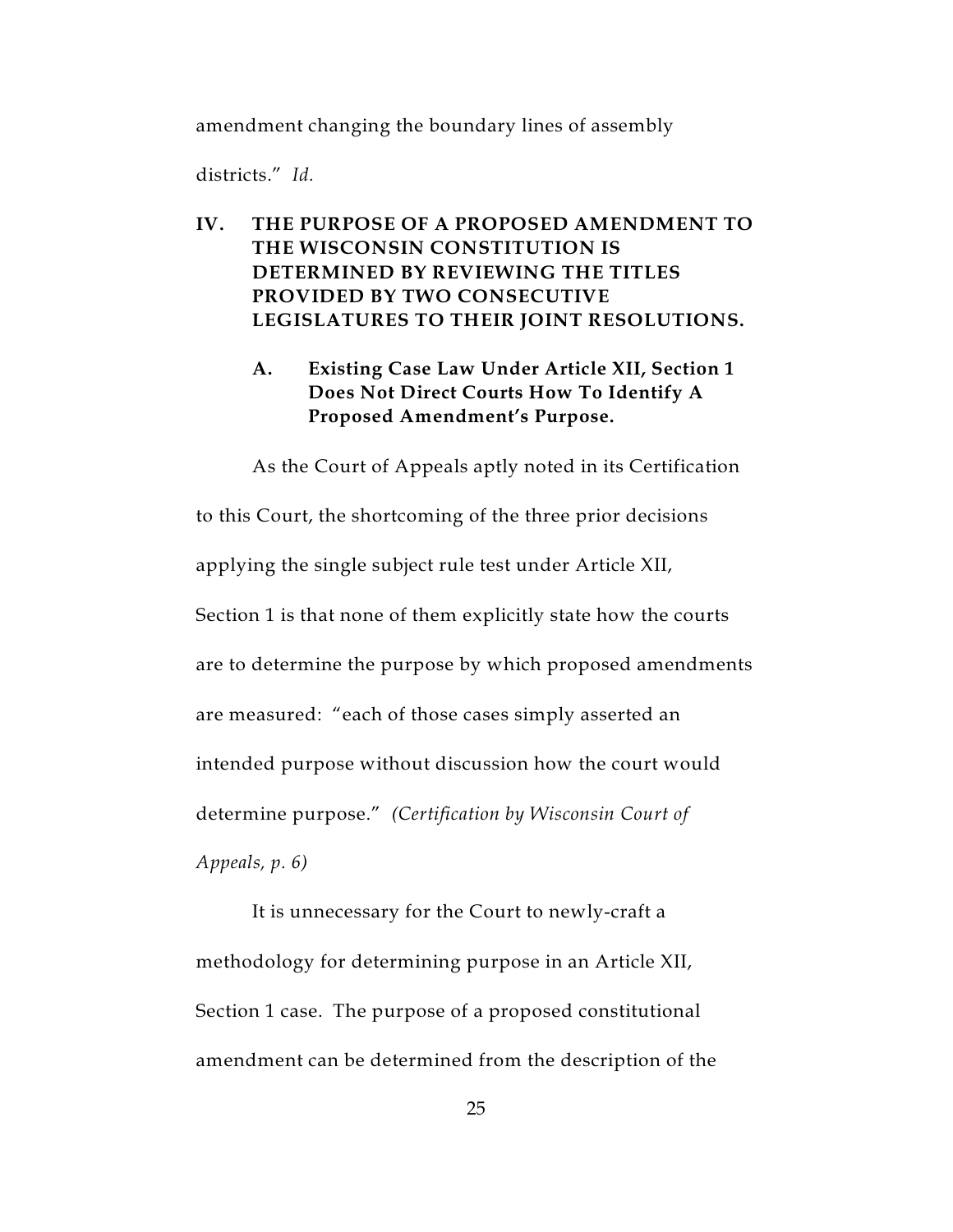amendment changing the boundary lines of assembly districts." *Id.*

## IV. THE PURPOSE OF A PROPOSED AMENDMENT TO THE WISCONSIN CONSTITUTION IS DETERMINED BY REVIEWING THE TITLES PROVIDED BY TWO CONSECUTIVE LEGISLATURES TO THEIR JOINT RESOLUTIONS.

### A. Existing Case Law Under Article XII, Section 1 Does Not Direct Courts How To Identify A Proposed Amendment's Purpose.

As the Court of Appeals aptly noted in its Certification to this Court, the shortcoming of the three prior decisions applying the single subject rule test under Article XII, Section 1 is that none of them explicitly state how the courts are to determine the purpose by which proposed amendments are measured: "each of those cases simply asserted an intended purpose without discussion how the court would determine purpose." *(Certification by Wisconsin Court of Appeals, p. 6)*

It is unnecessary for the Court to newly-craft a methodology for determining purpose in an Article XII, Section 1 case. The purpose of a proposed constitutional amendment can be determined from the description of the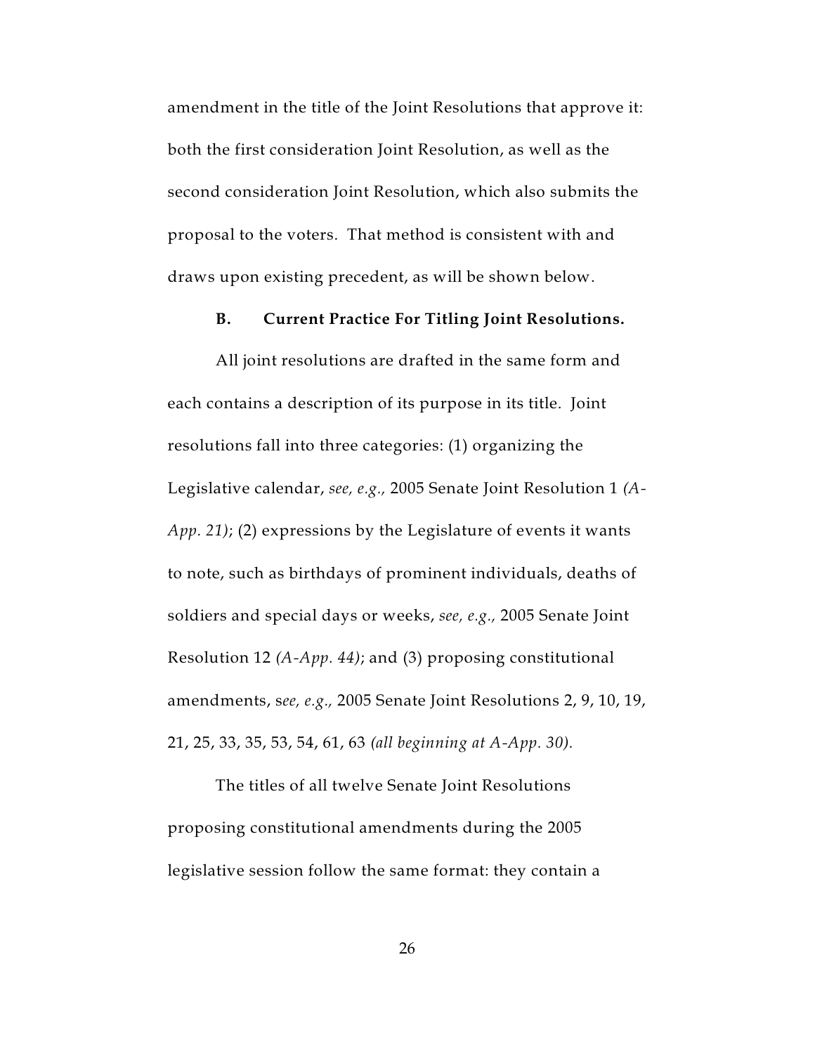amendment in the title of the Joint Resolutions that approve it: both the first consideration Joint Resolution, as well as the second consideration Joint Resolution, which also submits the proposal to the voters. That method is consistent with and draws upon existing precedent, as will be shown below.

### B. Current Practice For Titling Joint Resolutions.

All joint resolutions are drafted in the same form and each contains a description of its purpose in its title. Joint resolutions fall into three categories: (1) organizing the Legislative calendar, *see, e.g.,* 2005 Senate Joint Resolution 1 *(A-App. 21)*; (2) expressions by the Legislature of events it wants to note, such as birthdays of prominent individuals, deaths of soldiers and special days or weeks, *see, e.g.,* 2005 Senate Joint Resolution 12 *(A-App. 44)*; and (3) proposing constitutional amendments, s*ee, e.g.,* 2005 Senate Joint Resolutions 2, 9, 10, 19, 21, 25, 33, 35, 53, 54, 61, 63 *(all beginning at A-App. 30).*

The titles of all twelve Senate Joint Resolutions proposing constitutional amendments during the 2005 legislative session follow the same format: they contain a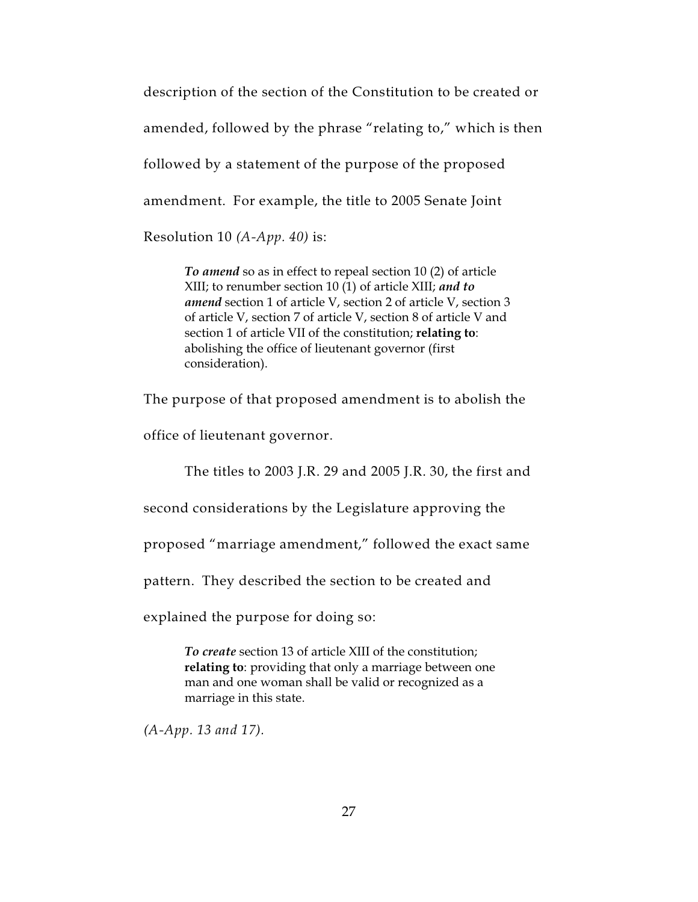description of the section of the Constitution to be created or amended, followed by the phrase "relating to," which is then followed by a statement of the purpose of the proposed amendment. For example, the title to 2005 Senate Joint Resolution 10 *(A-App. 40)* is:

> ***To amend*** so as in effect to repeal section 10 (2) of article XIII; to renumber section 10 (1) of article XIII; ***and to amend*** section 1 of article V, section 2 of article V, section 3 of article V, section 7 of article V, section 8 of article V and section 1 of article VII of the constitution; **relating to**: abolishing the office of lieutenant governor (first consideration).

The purpose of that proposed amendment is to abolish the office of lieutenant governor.

The titles to 2003 J.R. 29 and 2005 J.R. 30, the first and second considerations by the Legislature approving the proposed "marriage amendment," followed the exact same pattern. They described the section to be created and explained the purpose for doing so:

> ***To create*** section 13 of article XIII of the constitution; **relating to**: providing that only a marriage between one man and one woman shall be valid or recognized as a marriage in this state.

*(A-App. 13 and 17).*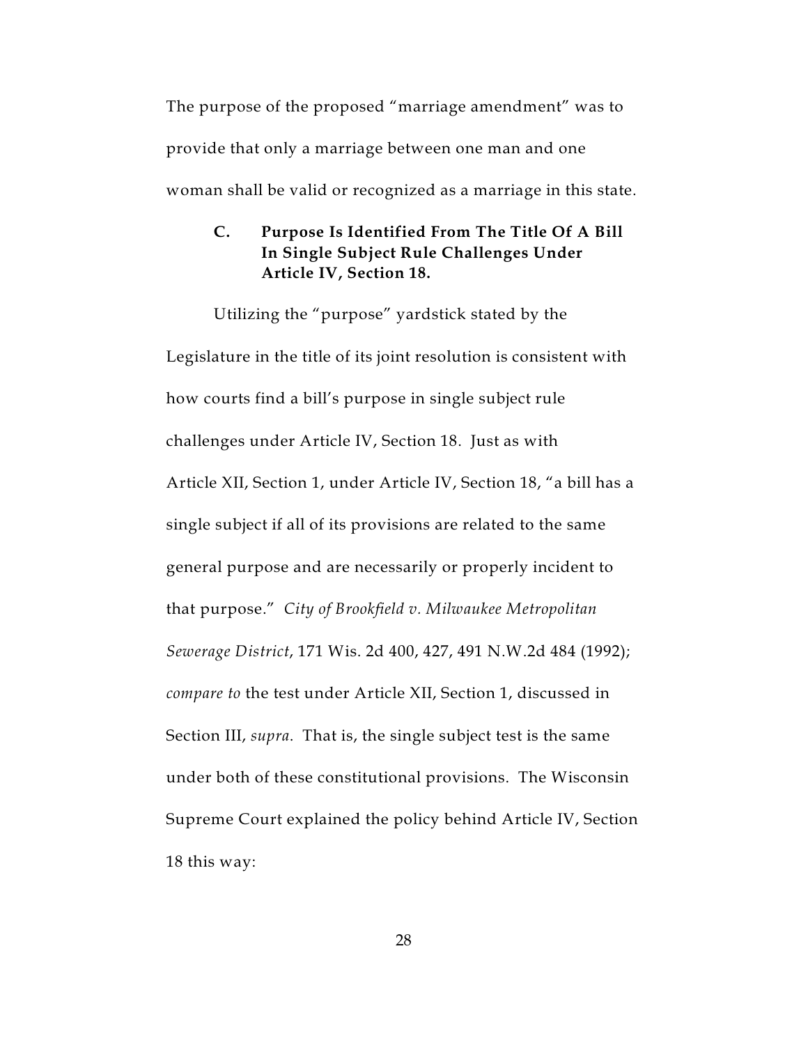The purpose of the proposed "marriage amendment" was to provide that only a marriage between one man and one woman shall be valid or recognized as a marriage in this state.

### C. Purpose Is Identified From The Title Of A Bill In Single Subject Rule Challenges Under Article IV, Section 18.

Utilizing the "purpose" yardstick stated by the Legislature in the title of its joint resolution is consistent with how courts find a bill's purpose in single subject rule challenges under Article IV, Section 18. Just as with Article XII, Section 1, under Article IV, Section 18, "a bill has a single subject if all of its provisions are related to the same general purpose and are necessarily or properly incident to that purpose." *City of Brookfield v. Milwaukee Metropolitan Sewerage District*, 171 Wis. 2d 400, 427, 491 N.W.2d 484 (1992); *compare to* the test under Article XII, Section 1, discussed in Section III, *supra*. That is, the single subject test is the same under both of these constitutional provisions. The Wisconsin Supreme Court explained the policy behind Article IV, Section 18 this way: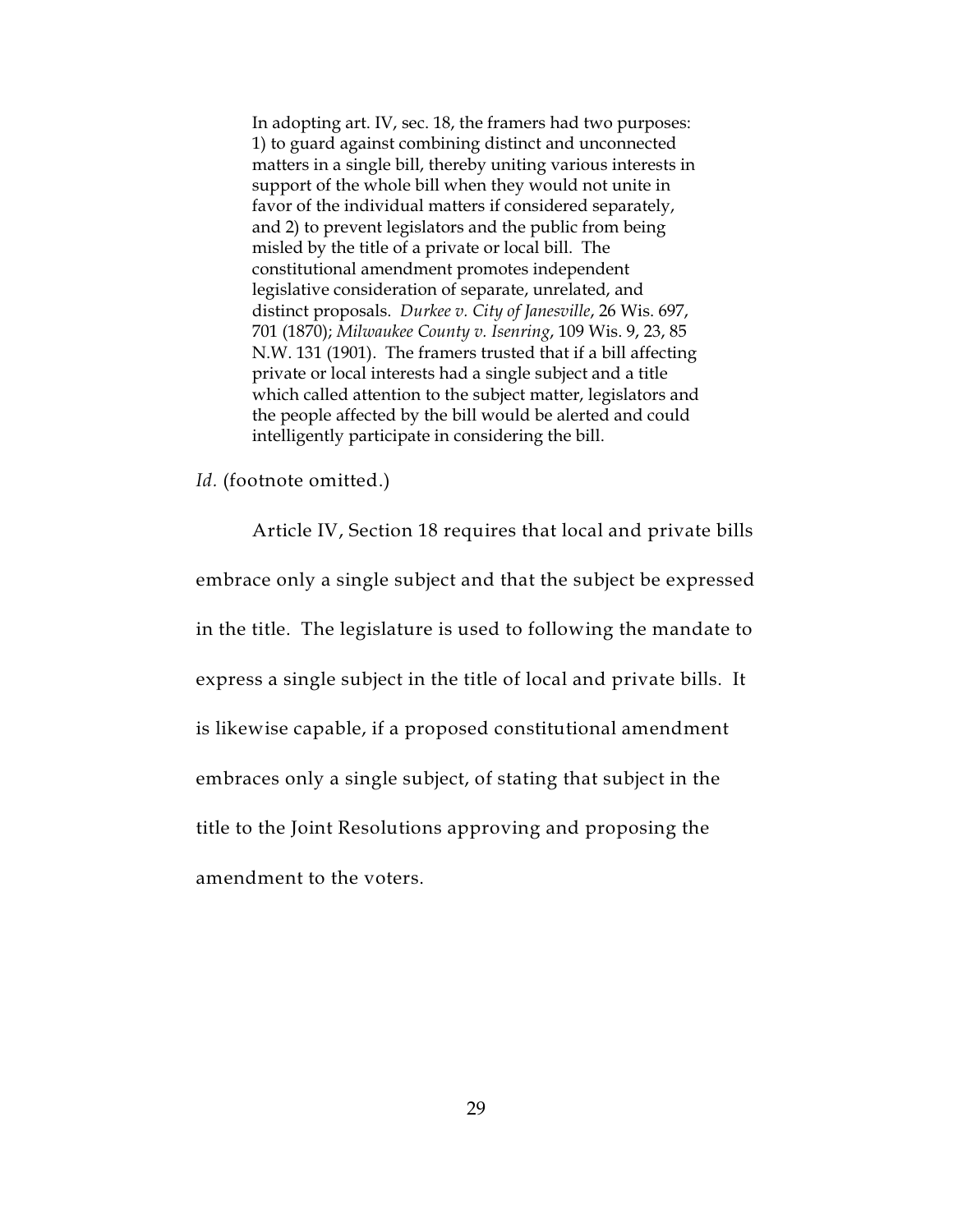> In adopting art. IV, sec. 18, the framers had two purposes: 1) to guard against combining distinct and unconnected matters in a single bill, thereby uniting various interests in support of the whole bill when they would not unite in favor of the individual matters if considered separately, and 2) to prevent legislators and the public from being misled by the title of a private or local bill. The constitutional amendment promotes independent legislative consideration of separate, unrelated, and distinct proposals. *Durkee v. City of Janesville*, 26 Wis. 697, 701 (1870); *Milwaukee County v. Isenring*, 109 Wis. 9, 23, 85 N.W. 131 (1901). The framers trusted that if a bill affecting private or local interests had a single subject and a title which called attention to the subject matter, legislators and the people affected by the bill would be alerted and could intelligently participate in considering the bill.

*Id.* (footnote omitted.)

Article IV, Section 18 requires that local and private bills embrace only a single subject and that the subject be expressed in the title. The legislature is used to following the mandate to express a single subject in the title of local and private bills. It is likewise capable, if a proposed constitutional amendment embraces only a single subject, of stating that subject in the title to the Joint Resolutions approving and proposing the amendment to the voters.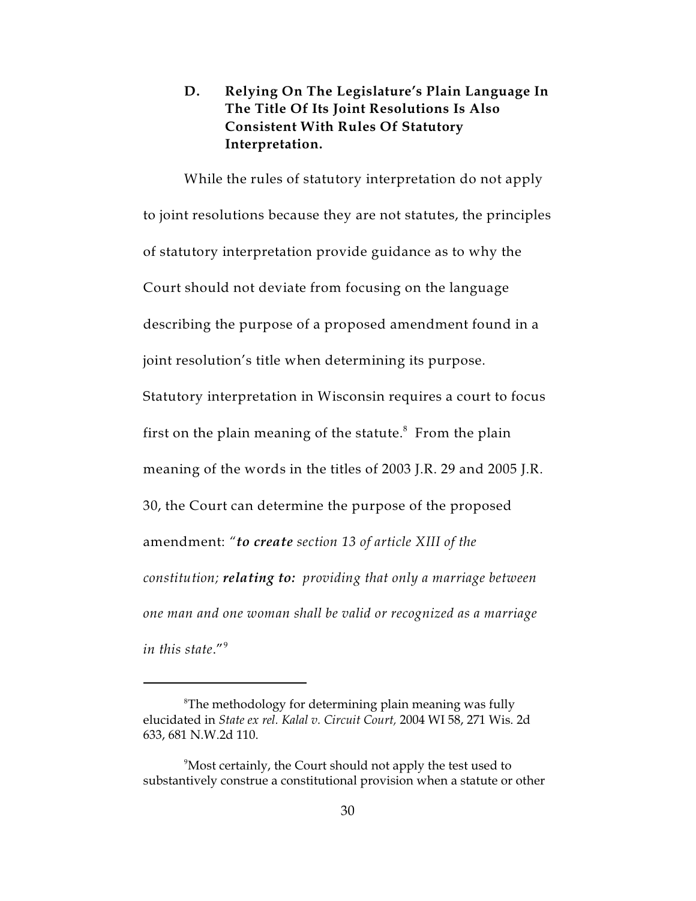### D. Relying On The Legislature's Plain Language In The Title Of Its Joint Resolutions Is Also Consistent With Rules Of Statutory Interpretation.

While the rules of statutory interpretation do not apply to joint resolutions because they are not statutes, the principles of statutory interpretation provide guidance as to why the Court should not deviate from focusing on the language describing the purpose of a proposed amendment found in a joint resolution's title when determining its purpose. Statutory interpretation in Wisconsin requires a court to focus first on the plain meaning of the statute.[8] From the plain meaning of the words in the titles of 2003 J.R. 29 and 2005 J.R. 30, the Court can determine the purpose of the proposed amendment: "***to create** section 13 of article XIII of the constitution;* ***relating to:*** *providing that only a marriage between one man and one woman shall be valid or recognized as a marriage in this state*."[9]

---

[8]The methodology for determining plain meaning was fully elucidated in *State ex rel. Kalal v. Circuit Court,* 2004 WI 58, 271 Wis. 2d 633, 681 N.W.2d 110.

[9]Most certainly, the Court should not apply the test used to substantively construe a constitutional provision when a statute or other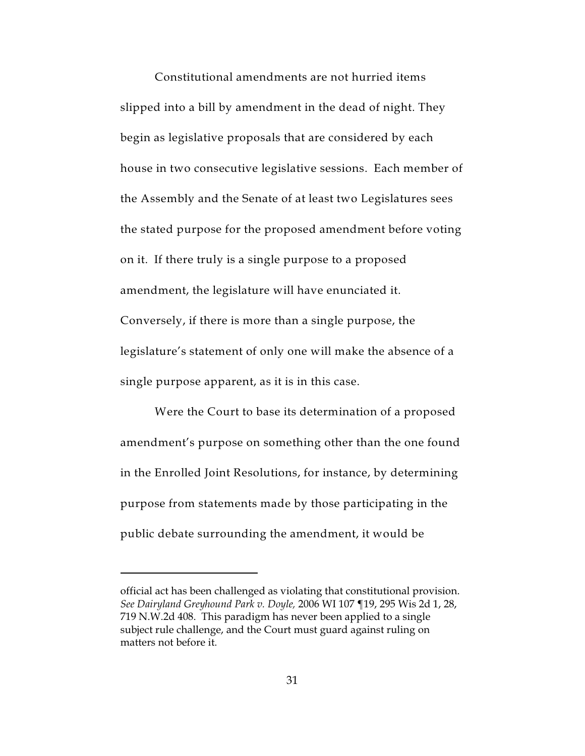Constitutional amendments are not hurried items slipped into a bill by amendment in the dead of night. They begin as legislative proposals that are considered by each house in two consecutive legislative sessions. Each member of the Assembly and the Senate of at least two Legislatures sees the stated purpose for the proposed amendment before voting on it. If there truly is a single purpose to a proposed amendment, the legislature will have enunciated it. Conversely, if there is more than a single purpose, the legislature's statement of only one will make the absence of a single purpose apparent, as it is in this case.

Were the Court to base its determination of a proposed amendment's purpose on something other than the one found in the Enrolled Joint Resolutions, for instance, by determining purpose from statements made by those participating in the public debate surrounding the amendment, it would be

---

official act has been challenged as violating that constitutional provision. *See Dairyland Greyhound Park v. Doyle,* 2006 WI 107 ¶19, 295 Wis 2d 1, 28, 719 N.W.2d 408. This paradigm has never been applied to a single subject rule challenge, and the Court must guard against ruling on matters not before it.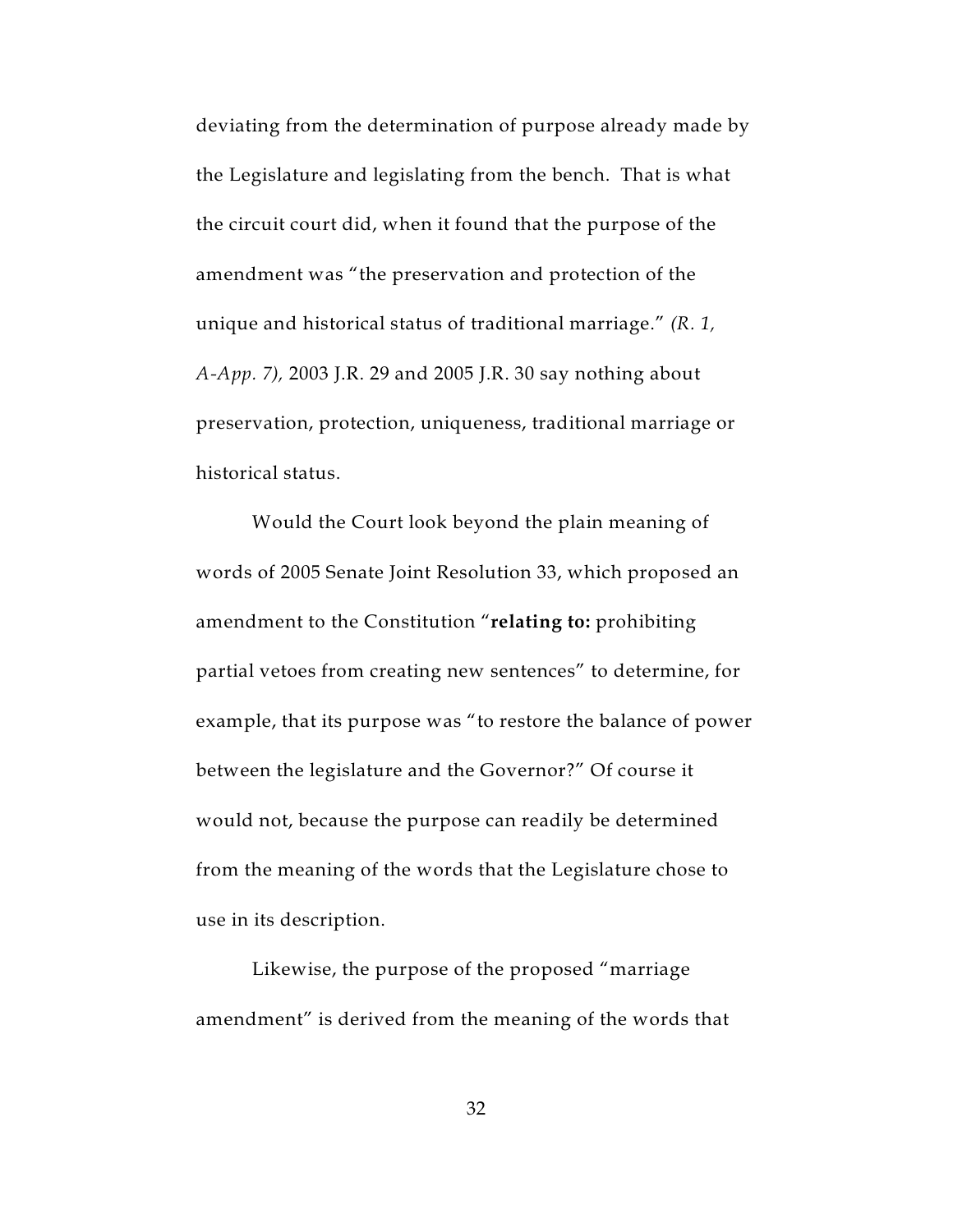deviating from the determination of purpose already made by the Legislature and legislating from the bench. That is what the circuit court did, when it found that the purpose of the amendment was "the preservation and protection of the unique and historical status of traditional marriage." *(R. 1, A-App. 7),* 2003 J.R. 29 and 2005 J.R. 30 say nothing about preservation, protection, uniqueness, traditional marriage or historical status.

Would the Court look beyond the plain meaning of words of 2005 Senate Joint Resolution 33, which proposed an amendment to the Constitution "**relating to:** prohibiting partial vetoes from creating new sentences" to determine, for example, that its purpose was "to restore the balance of power between the legislature and the Governor?" Of course it would not, because the purpose can readily be determined from the meaning of the words that the Legislature chose to use in its description.

Likewise, the purpose of the proposed "marriage amendment" is derived from the meaning of the words that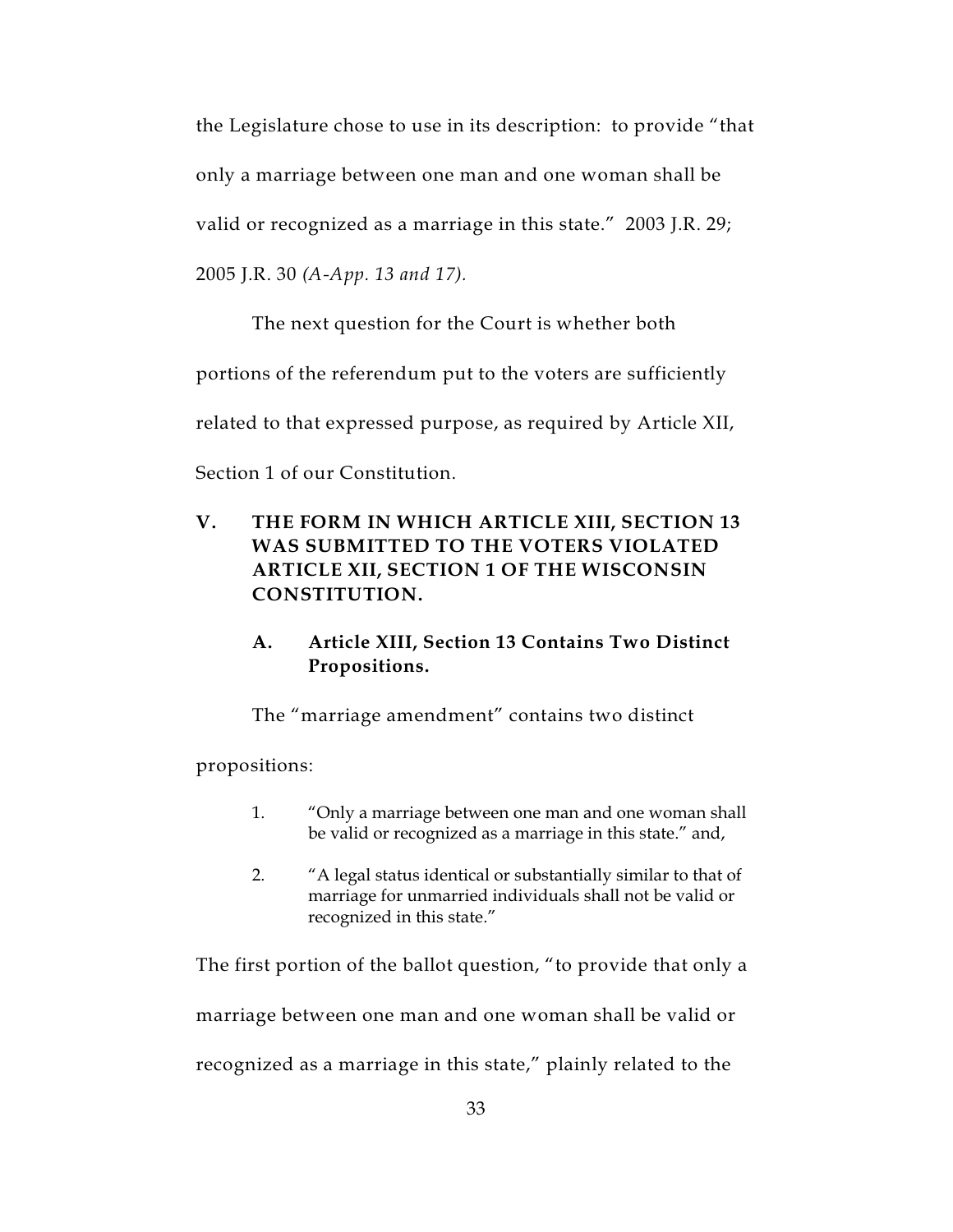the Legislature chose to use in its description: to provide "that only a marriage between one man and one woman shall be valid or recognized as a marriage in this state." 2003 J.R. 29; 2005 J.R. 30 *(A-App. 13 and 17).*

The next question for the Court is whether both portions of the referendum put to the voters are sufficiently related to that expressed purpose, as required by Article XII, Section 1 of our Constitution.

## V. THE FORM IN WHICH ARTICLE XIII, SECTION 13 WAS SUBMITTED TO THE VOTERS VIOLATED ARTICLE XII, SECTION 1 OF THE WISCONSIN CONSTITUTION.

### A. Article XIII, Section 13 Contains Two Distinct Propositions.

The "marriage amendment" contains two distinct propositions:

1. "Only a marriage between one man and one woman shall be valid or recognized as a marriage in this state." and,
2. "A legal status identical or substantially similar to that of marriage for unmarried individuals shall not be valid or recognized in this state."

The first portion of the ballot question, "to provide that only a marriage between one man and one woman shall be valid or recognized as a marriage in this state," plainly related to the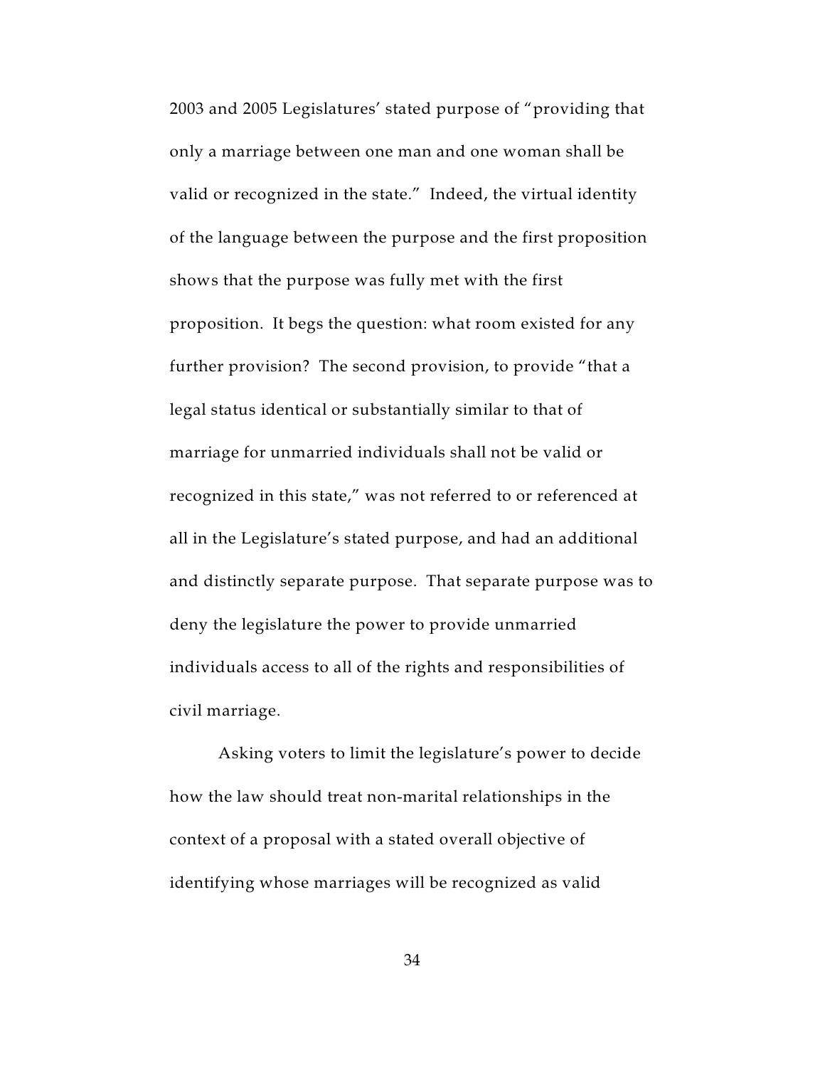2003 and 2005 Legislatures' stated purpose of "providing that only a marriage between one man and one woman shall be valid or recognized in the state." Indeed, the virtual identity of the language between the purpose and the first proposition shows that the purpose was fully met with the first proposition. It begs the question: what room existed for any further provision? The second provision, to provide "that a legal status identical or substantially similar to that of marriage for unmarried individuals shall not be valid or recognized in this state," was not referred to or referenced at all in the Legislature's stated purpose, and had an additional and distinctly separate purpose. That separate purpose was to deny the legislature the power to provide unmarried individuals access to all of the rights and responsibilities of civil marriage.

Asking voters to limit the legislature's power to decide how the law should treat non-marital relationships in the context of a proposal with a stated overall objective of identifying whose marriages will be recognized as valid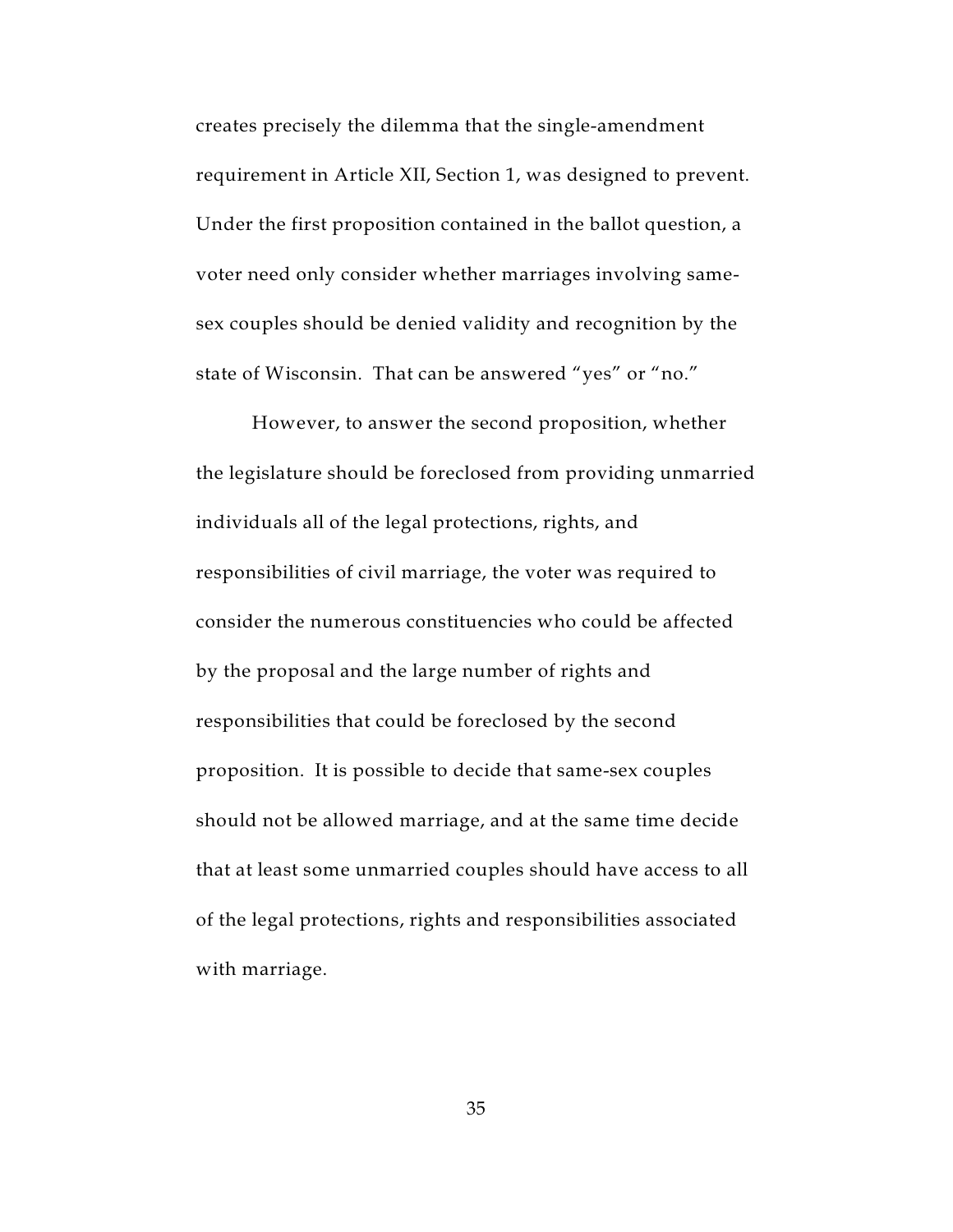creates precisely the dilemma that the single-amendment requirement in Article XII, Section 1, was designed to prevent. Under the first proposition contained in the ballot question, a voter need only consider whether marriages involving same-sex couples should be denied validity and recognition by the state of Wisconsin. That can be answered "yes" or "no."

However, to answer the second proposition, whether the legislature should be foreclosed from providing unmarried individuals all of the legal protections, rights, and responsibilities of civil marriage, the voter was required to consider the numerous constituencies who could be affected by the proposal and the large number of rights and responsibilities that could be foreclosed by the second proposition. It is possible to decide that same-sex couples should not be allowed marriage, and at the same time decide that at least some unmarried couples should have access to all of the legal protections, rights and responsibilities associated with marriage.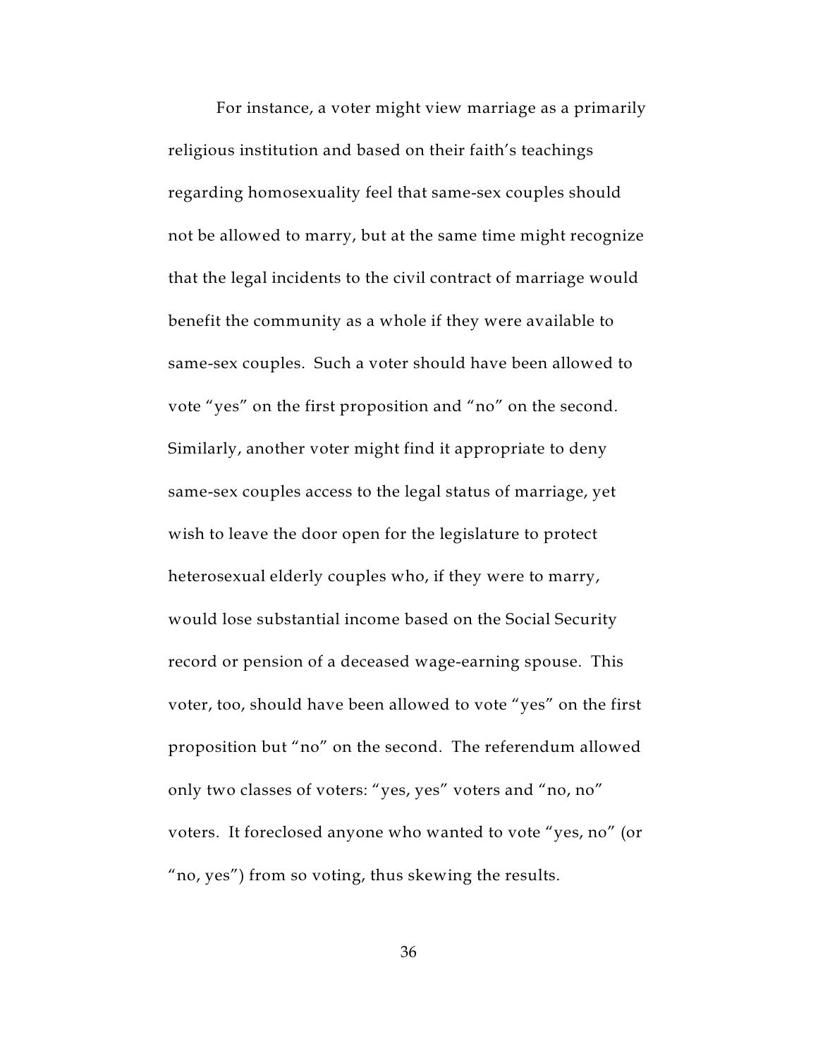For instance, a voter might view marriage as a primarily religious institution and based on their faith's teachings regarding homosexuality feel that same-sex couples should not be allowed to marry, but at the same time might recognize that the legal incidents to the civil contract of marriage would benefit the community as a whole if they were available to same-sex couples. Such a voter should have been allowed to vote "yes" on the first proposition and "no" on the second. Similarly, another voter might find it appropriate to deny same-sex couples access to the legal status of marriage, yet wish to leave the door open for the legislature to protect heterosexual elderly couples who, if they were to marry, would lose substantial income based on the Social Security record or pension of a deceased wage-earning spouse. This voter, too, should have been allowed to vote "yes" on the first proposition but "no" on the second. The referendum allowed only two classes of voters: "yes, yes" voters and "no, no" voters. It foreclosed anyone who wanted to vote "yes, no" (or "no, yes") from so voting, thus skewing the results.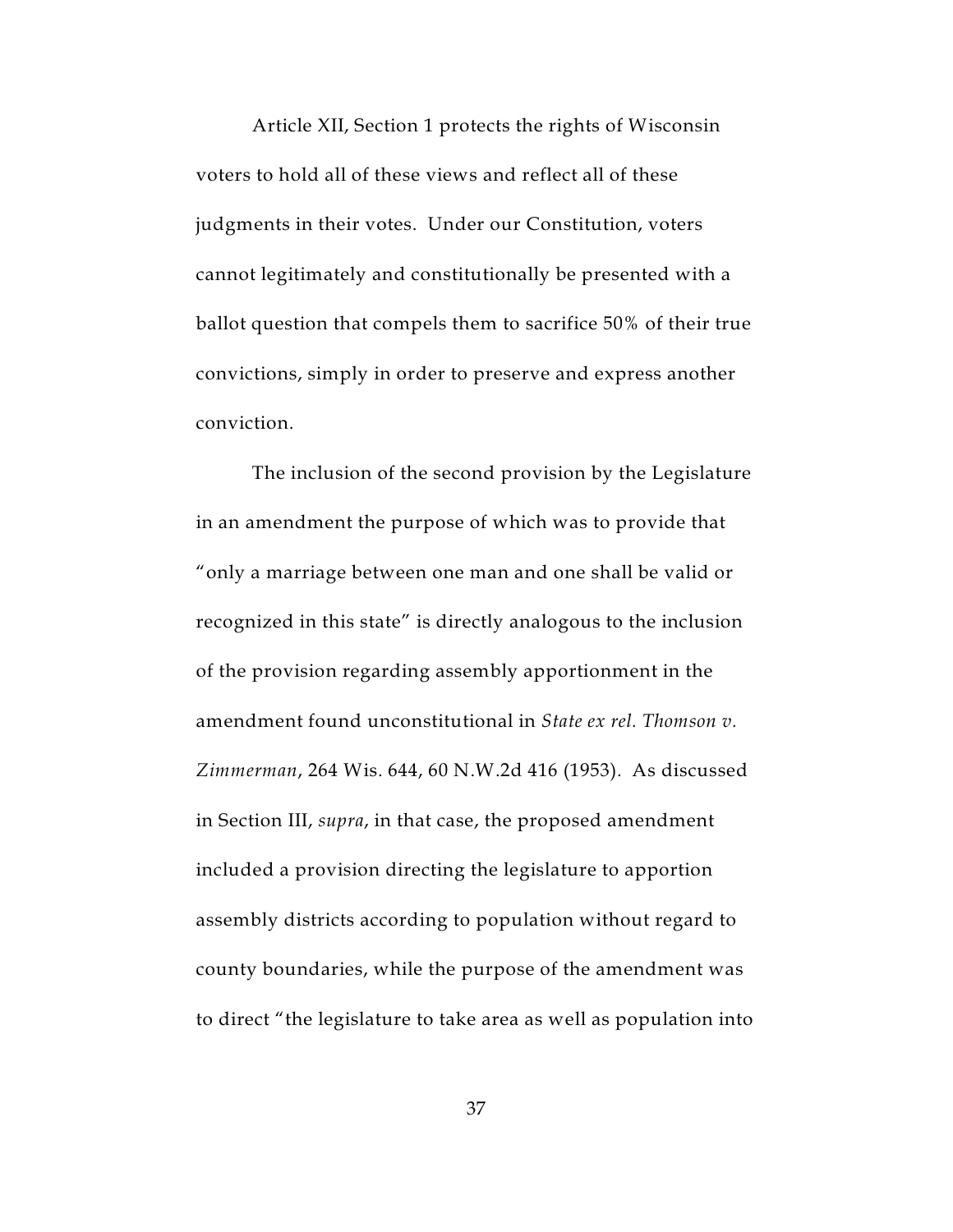Article XII, Section 1 protects the rights of Wisconsin voters to hold all of these views and reflect all of these judgments in their votes. Under our Constitution, voters cannot legitimately and constitutionally be presented with a ballot question that compels them to sacrifice 50% of their true convictions, simply in order to preserve and express another conviction.

The inclusion of the second provision by the Legislature in an amendment the purpose of which was to provide that "only a marriage between one man and one shall be valid or recognized in this state" is directly analogous to the inclusion of the provision regarding assembly apportionment in the amendment found unconstitutional in *State ex rel. Thomson v. Zimmerman*, 264 Wis. 644, 60 N.W.2d 416 (1953). As discussed in Section III, *supra*, in that case, the proposed amendment included a provision directing the legislature to apportion assembly districts according to population without regard to county boundaries, while the purpose of the amendment was to direct "the legislature to take area as well as population into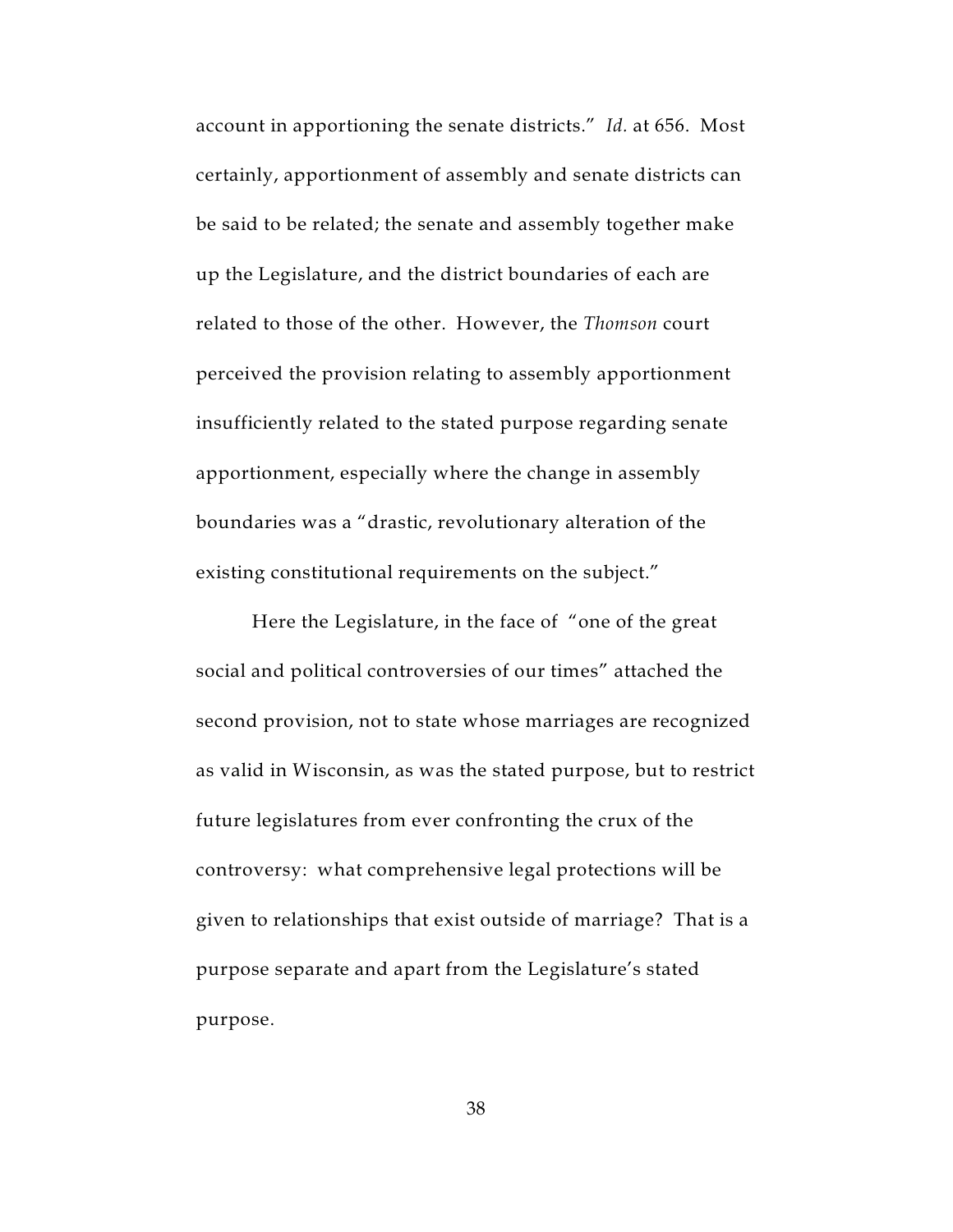account in apportioning the senate districts." *Id.* at 656. Most certainly, apportionment of assembly and senate districts can be said to be related; the senate and assembly together make up the Legislature, and the district boundaries of each are related to those of the other. However, the *Thomson* court perceived the provision relating to assembly apportionment insufficiently related to the stated purpose regarding senate apportionment, especially where the change in assembly boundaries was a "drastic, revolutionary alteration of the existing constitutional requirements on the subject."

Here the Legislature, in the face of "one of the great social and political controversies of our times" attached the second provision, not to state whose marriages are recognized as valid in Wisconsin, as was the stated purpose, but to restrict future legislatures from ever confronting the crux of the controversy: what comprehensive legal protections will be given to relationships that exist outside of marriage? That is a purpose separate and apart from the Legislature's stated purpose.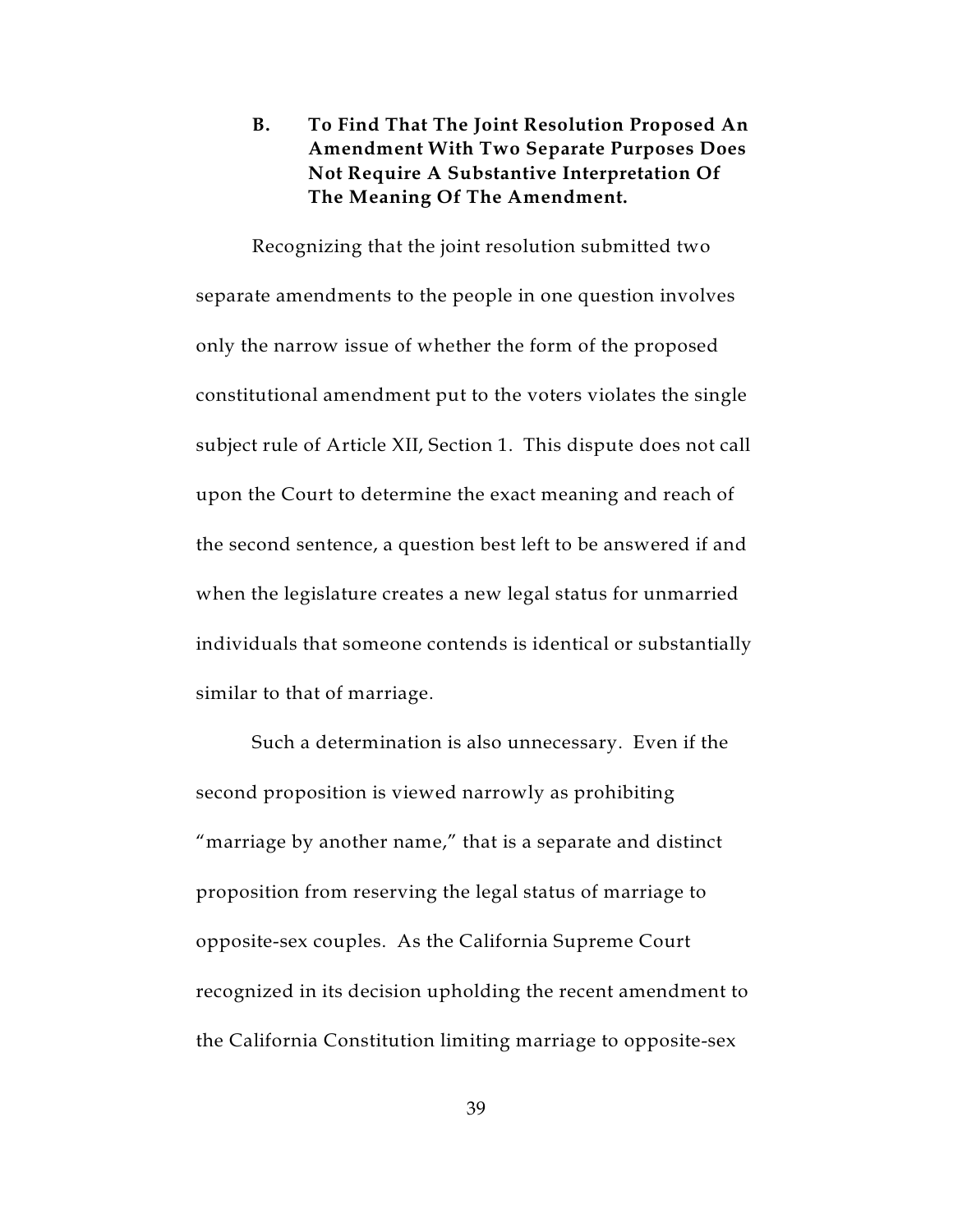### B. To Find That The Joint Resolution Proposed An Amendment With Two Separate Purposes Does Not Require A Substantive Interpretation Of The Meaning Of The Amendment.

Recognizing that the joint resolution submitted two separate amendments to the people in one question involves only the narrow issue of whether the form of the proposed constitutional amendment put to the voters violates the single subject rule of Article XII, Section 1. This dispute does not call upon the Court to determine the exact meaning and reach of the second sentence, a question best left to be answered if and when the legislature creates a new legal status for unmarried individuals that someone contends is identical or substantially similar to that of marriage.

Such a determination is also unnecessary. Even if the second proposition is viewed narrowly as prohibiting "marriage by another name," that is a separate and distinct proposition from reserving the legal status of marriage to opposite-sex couples. As the California Supreme Court recognized in its decision upholding the recent amendment to the California Constitution limiting marriage to opposite-sex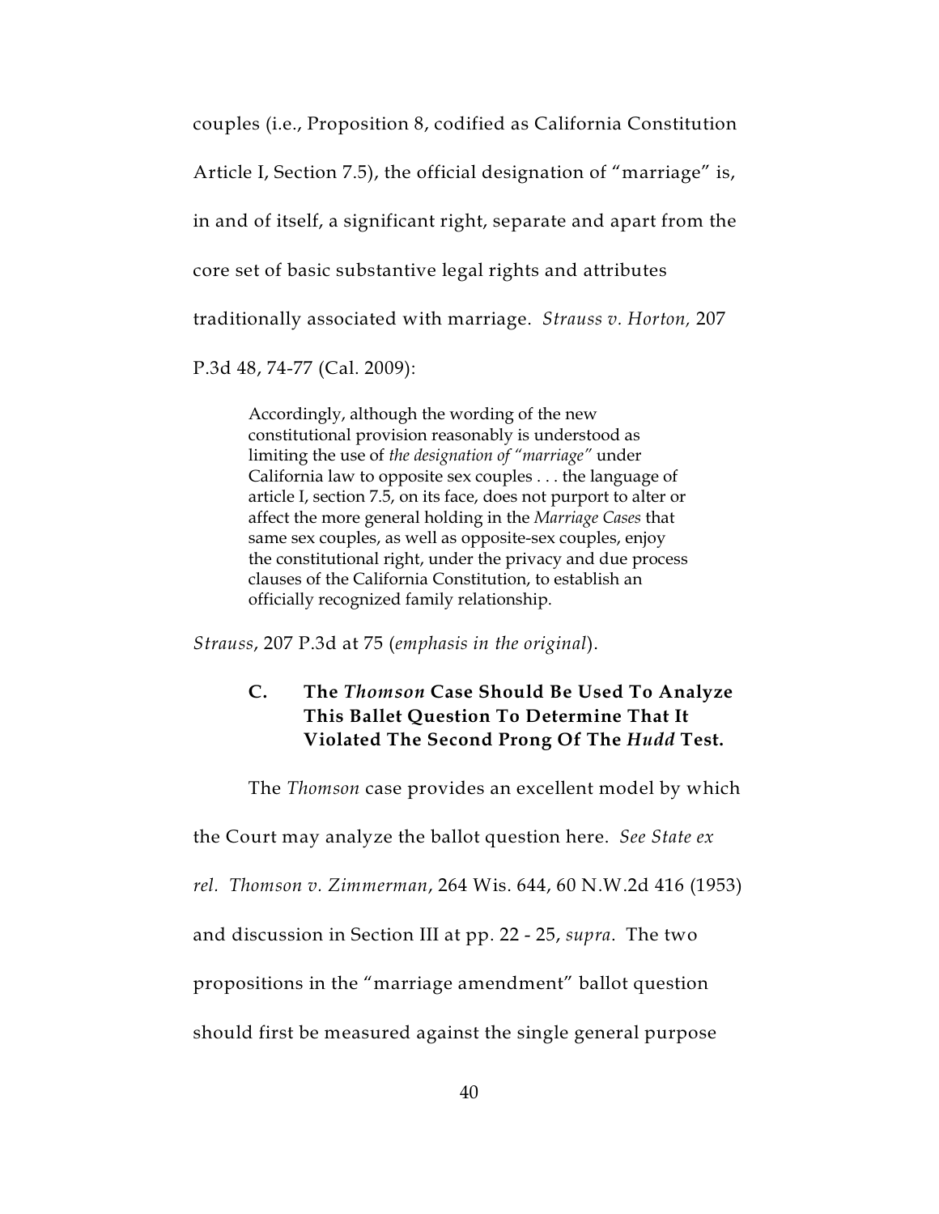couples (i.e., Proposition 8, codified as California Constitution Article I, Section 7.5), the official designation of "marriage" is, in and of itself, a significant right, separate and apart from the core set of basic substantive legal rights and attributes traditionally associated with marriage. *Strauss v. Horton,* 207 P.3d 48, 74-77 (Cal. 2009):

> Accordingly, although the wording of the new constitutional provision reasonably is understood as limiting the use of *the designation of "marriage"* under California law to opposite sex couples . . . the language of article I, section 7.5, on its face, does not purport to alter or affect the more general holding in the *Marriage Cases* that same sex couples, as well as opposite-sex couples, enjoy the constitutional right, under the privacy and due process clauses of the California Constitution, to establish an officially recognized family relationship.

*Strauss*, 207 P.3d at 75 (*emphasis in the original*).

### C. The *Thomson* Case Should Be Used To Analyze This Ballet Question To Determine That It Violated The Second Prong Of The *Hudd* Test.

The *Thomson* case provides an excellent model by which the Court may analyze the ballot question here. *See State ex rel. Thomson v. Zimmerman*, 264 Wis. 644, 60 N.W.2d 416 (1953) and discussion in Section III at pp. 22 - 25, *supra*. The two propositions in the "marriage amendment" ballot question should first be measured against the single general purpose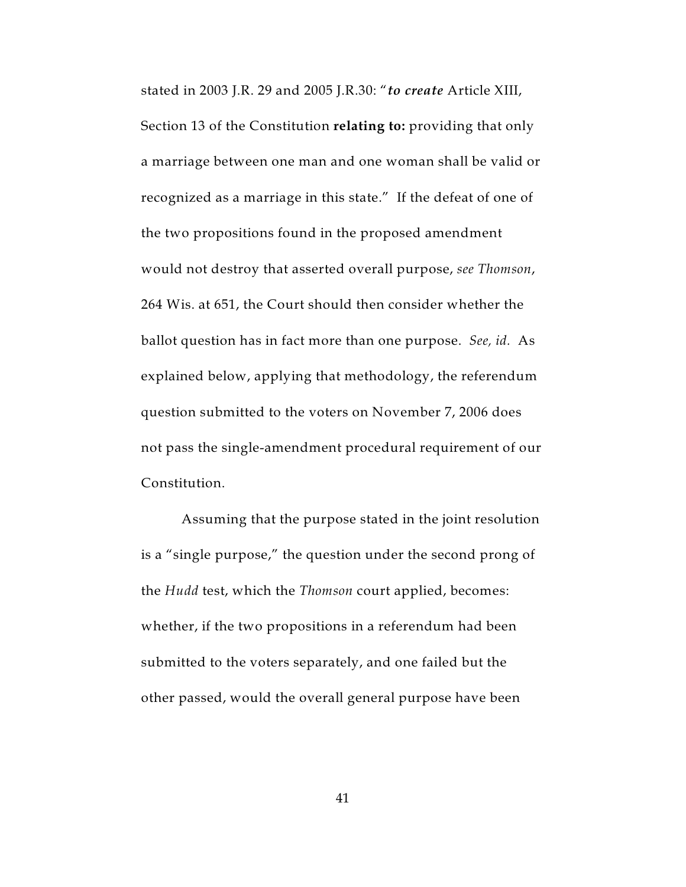stated in 2003 J.R. 29 and 2005 J.R.30: "***to create*** Article XIII, Section 13 of the Constitution **relating to:** providing that only a marriage between one man and one woman shall be valid or recognized as a marriage in this state." If the defeat of one of the two propositions found in the proposed amendment would not destroy that asserted overall purpose, *see Thomson*, 264 Wis. at 651, the Court should then consider whether the ballot question has in fact more than one purpose. *See, id.* As explained below, applying that methodology, the referendum question submitted to the voters on November 7, 2006 does not pass the single-amendment procedural requirement of our Constitution.

Assuming that the purpose stated in the joint resolution is a "single purpose," the question under the second prong of the *Hudd* test, which the *Thomson* court applied, becomes: whether, if the two propositions in a referendum had been submitted to the voters separately, and one failed but the other passed, would the overall general purpose have been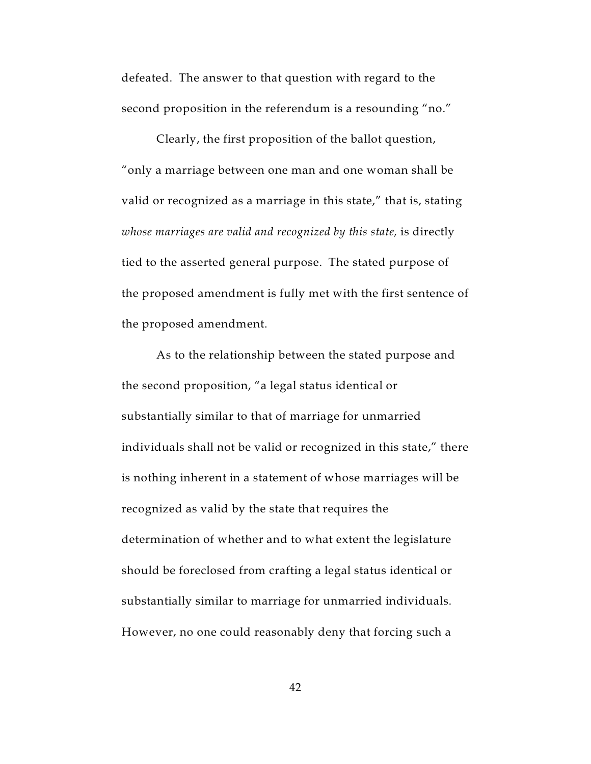defeated. The answer to that question with regard to the second proposition in the referendum is a resounding "no."

Clearly, the first proposition of the ballot question, "only a marriage between one man and one woman shall be valid or recognized as a marriage in this state," that is, stating *whose marriages are valid and recognized by this state,* is directly tied to the asserted general purpose. The stated purpose of the proposed amendment is fully met with the first sentence of the proposed amendment.

As to the relationship between the stated purpose and the second proposition, "a legal status identical or substantially similar to that of marriage for unmarried individuals shall not be valid or recognized in this state," there is nothing inherent in a statement of whose marriages will be recognized as valid by the state that requires the determination of whether and to what extent the legislature should be foreclosed from crafting a legal status identical or substantially similar to marriage for unmarried individuals. However, no one could reasonably deny that forcing such a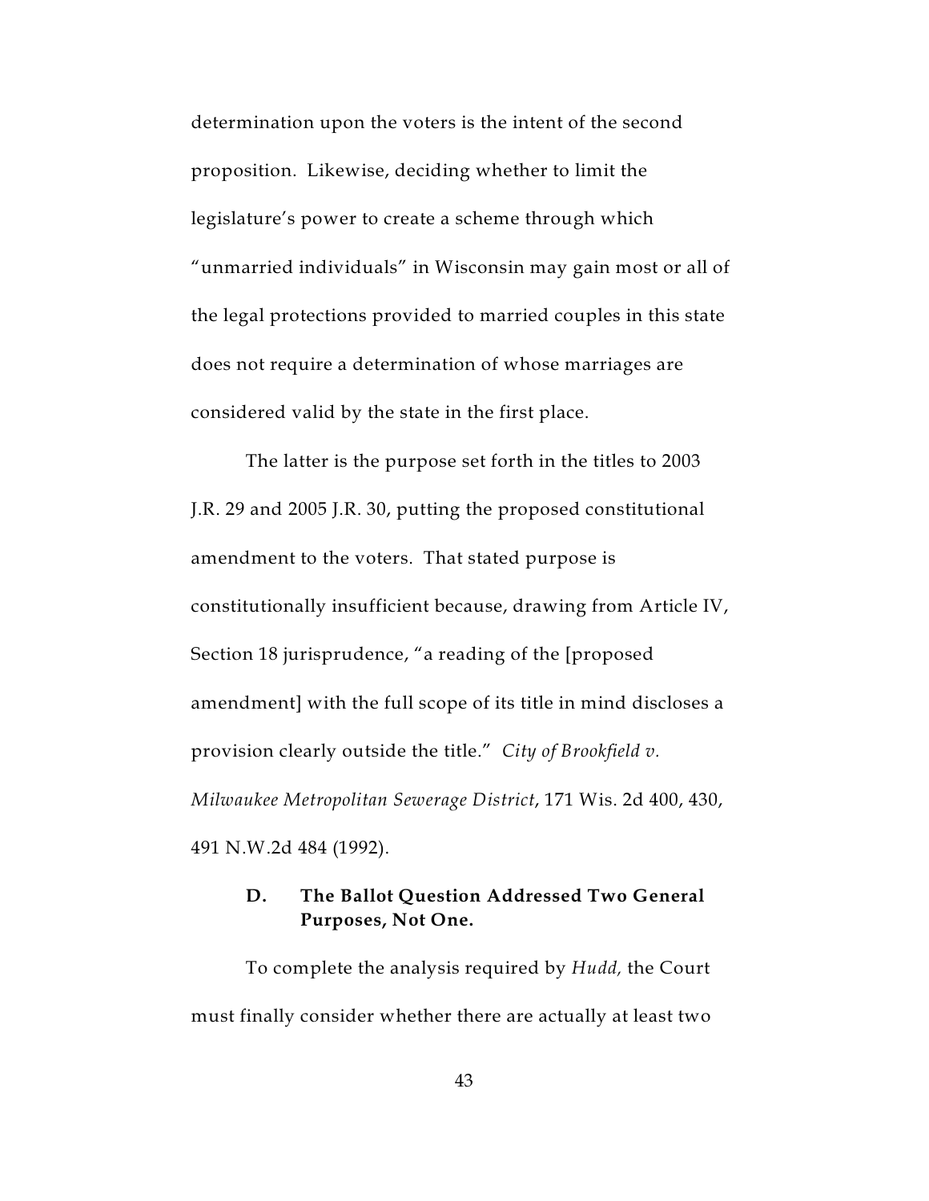determination upon the voters is the intent of the second proposition. Likewise, deciding whether to limit the legislature's power to create a scheme through which "unmarried individuals" in Wisconsin may gain most or all of the legal protections provided to married couples in this state does not require a determination of whose marriages are considered valid by the state in the first place.

The latter is the purpose set forth in the titles to 2003 J.R. 29 and 2005 J.R. 30, putting the proposed constitutional amendment to the voters. That stated purpose is constitutionally insufficient because, drawing from Article IV, Section 18 jurisprudence, "a reading of the [proposed amendment] with the full scope of its title in mind discloses a provision clearly outside the title." *City of Brookfield v. Milwaukee Metropolitan Sewerage District*, 171 Wis. 2d 400, 430, 491 N.W.2d 484 (1992).

### D. The Ballot Question Addressed Two General Purposes, Not One.

To complete the analysis required by *Hudd,* the Court must finally consider whether there are actually at least two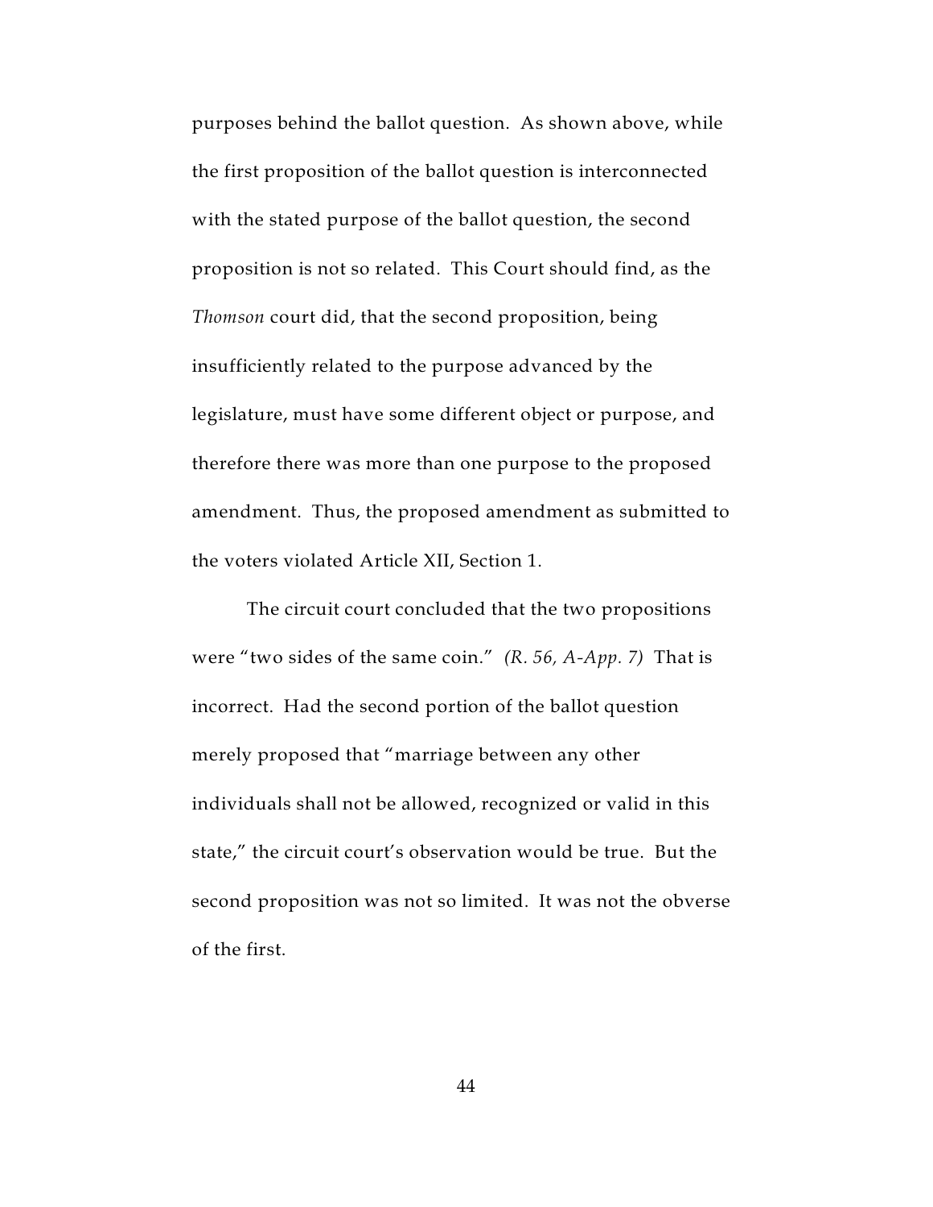purposes behind the ballot question. As shown above, while the first proposition of the ballot question is interconnected with the stated purpose of the ballot question, the second proposition is not so related. This Court should find, as the *Thomson* court did, that the second proposition, being insufficiently related to the purpose advanced by the legislature, must have some different object or purpose, and therefore there was more than one purpose to the proposed amendment. Thus, the proposed amendment as submitted to the voters violated Article XII, Section 1.

The circuit court concluded that the two propositions were "two sides of the same coin." *(R. 56, A-App. 7)* That is incorrect. Had the second portion of the ballot question merely proposed that "marriage between any other individuals shall not be allowed, recognized or valid in this state," the circuit court's observation would be true. But the second proposition was not so limited. It was not the obverse of the first.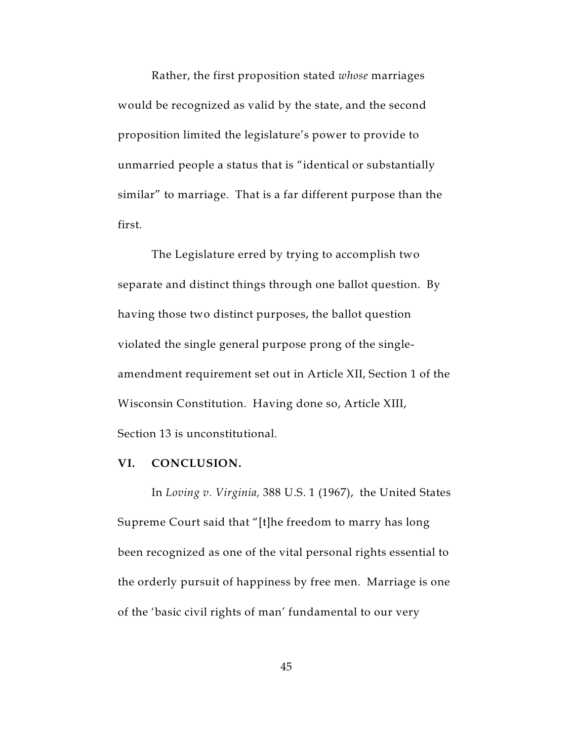Rather, the first proposition stated *whose* marriages would be recognized as valid by the state, and the second proposition limited the legislature's power to provide to unmarried people a status that is "identical or substantially similar" to marriage. That is a far different purpose than the first.

The Legislature erred by trying to accomplish two separate and distinct things through one ballot question. By having those two distinct purposes, the ballot question violated the single general purpose prong of the single-amendment requirement set out in Article XII, Section 1 of the Wisconsin Constitution. Having done so, Article XIII, Section 13 is unconstitutional.

## VI. CONCLUSION.

In *Loving v. Virginia,* 388 U.S. 1 (1967), the United States Supreme Court said that "[t]he freedom to marry has long been recognized as one of the vital personal rights essential to the orderly pursuit of happiness by free men. Marriage is one of the 'basic civil rights of man' fundamental to our very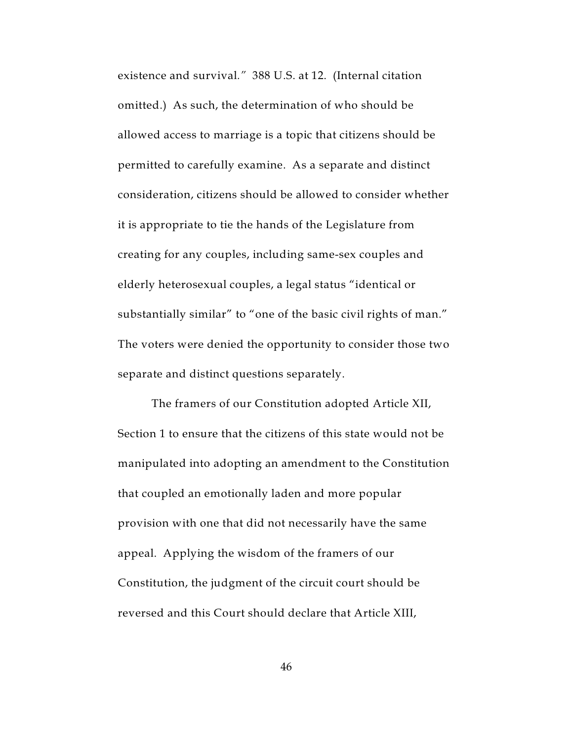existence and survival." 388 U.S. at 12. (Internal citation omitted.) As such, the determination of who should be allowed access to marriage is a topic that citizens should be permitted to carefully examine. As a separate and distinct consideration, citizens should be allowed to consider whether it is appropriate to tie the hands of the Legislature from creating for any couples, including same-sex couples and elderly heterosexual couples, a legal status "identical or substantially similar" to "one of the basic civil rights of man." The voters were denied the opportunity to consider those two separate and distinct questions separately.

The framers of our Constitution adopted Article XII, Section 1 to ensure that the citizens of this state would not be manipulated into adopting an amendment to the Constitution that coupled an emotionally laden and more popular provision with one that did not necessarily have the same appeal. Applying the wisdom of the framers of our Constitution, the judgment of the circuit court should be reversed and this Court should declare that Article XIII,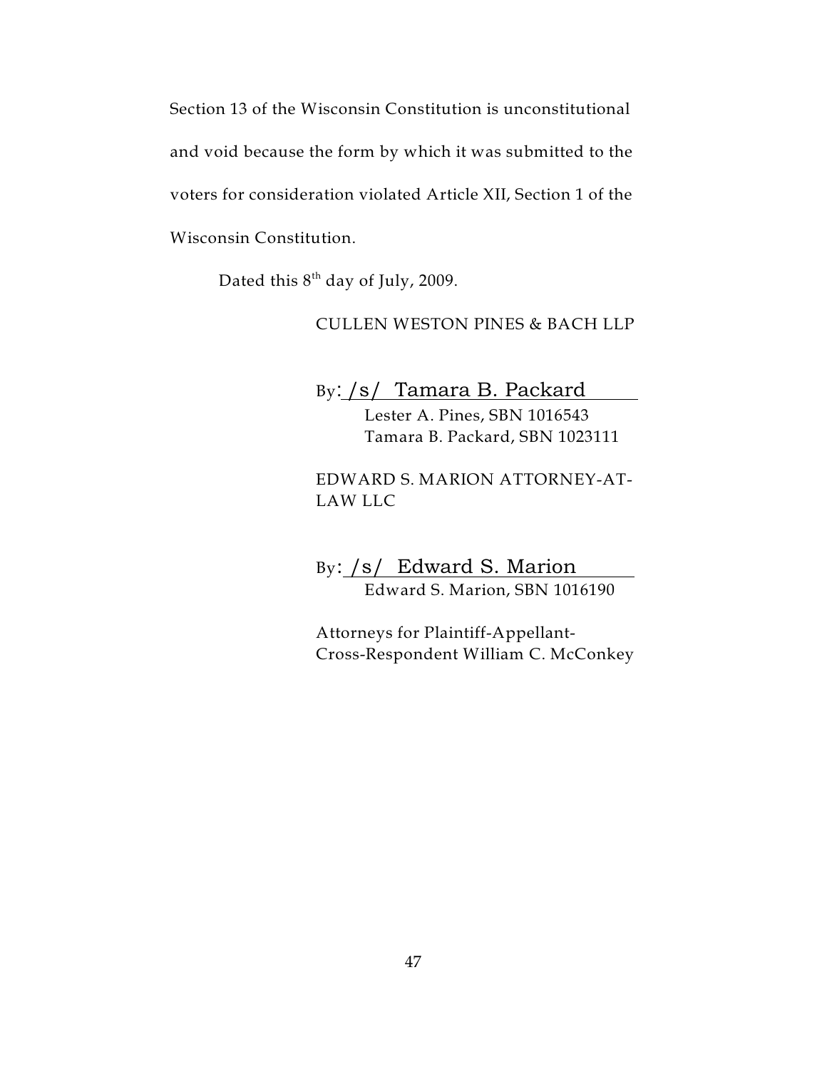Section 13 of the Wisconsin Constitution is unconstitutional and void because the form by which it was submitted to the voters for consideration violated Article XII, Section 1 of the Wisconsin Constitution.

Dated this 8th day of July, 2009.

CULLEN WESTON PINES & BACH LLP

By: /s/ Tamara B. Packard
Lester A. Pines, SBN 1016543
Tamara B. Packard, SBN 1023111

EDWARD S. MARION ATTORNEY-AT-LAW LLC

By: /s/ Edward S. Marion
Edward S. Marion, SBN 1016190

Attorneys for Plaintiff-Appellant-Cross-Respondent William C. McConkey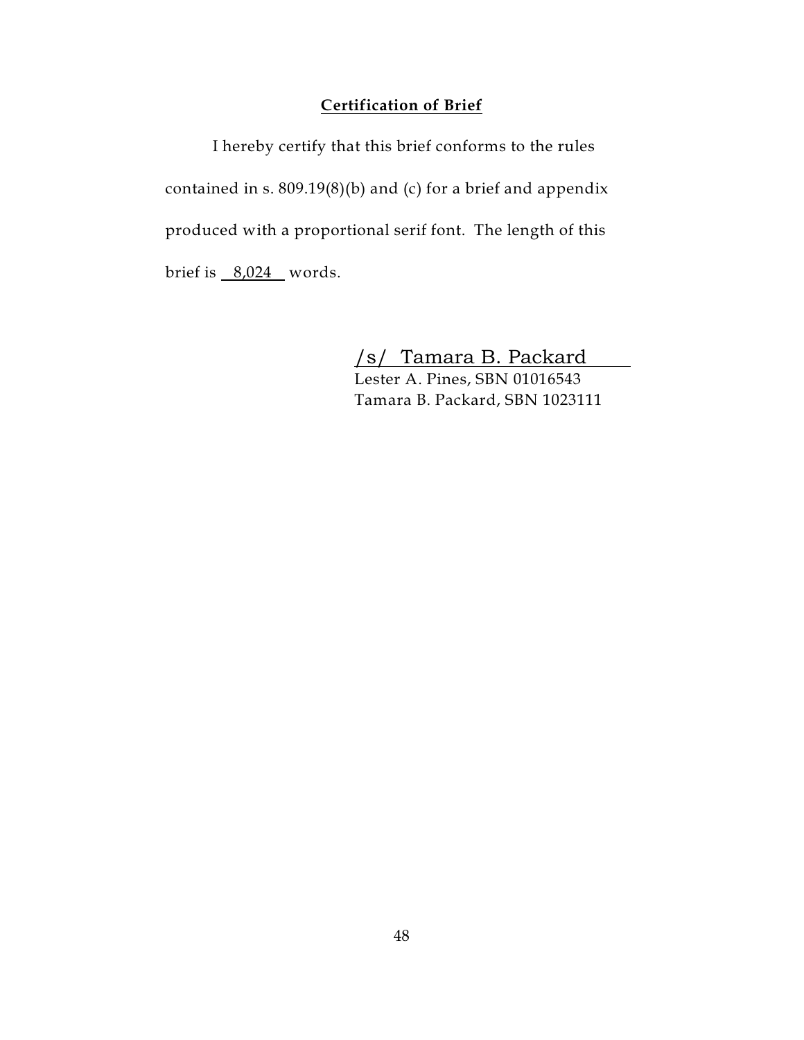**Certification of Brief**

I hereby certify that this brief conforms to the rules contained in s. 809.19(8)(b) and (c) for a brief and appendix produced with a proportional serif font. The length of this brief is 8,024 words.

/s/ Tamara B. Packard
Lester A. Pines, SBN 01016543
Tamara B. Packard, SBN 1023111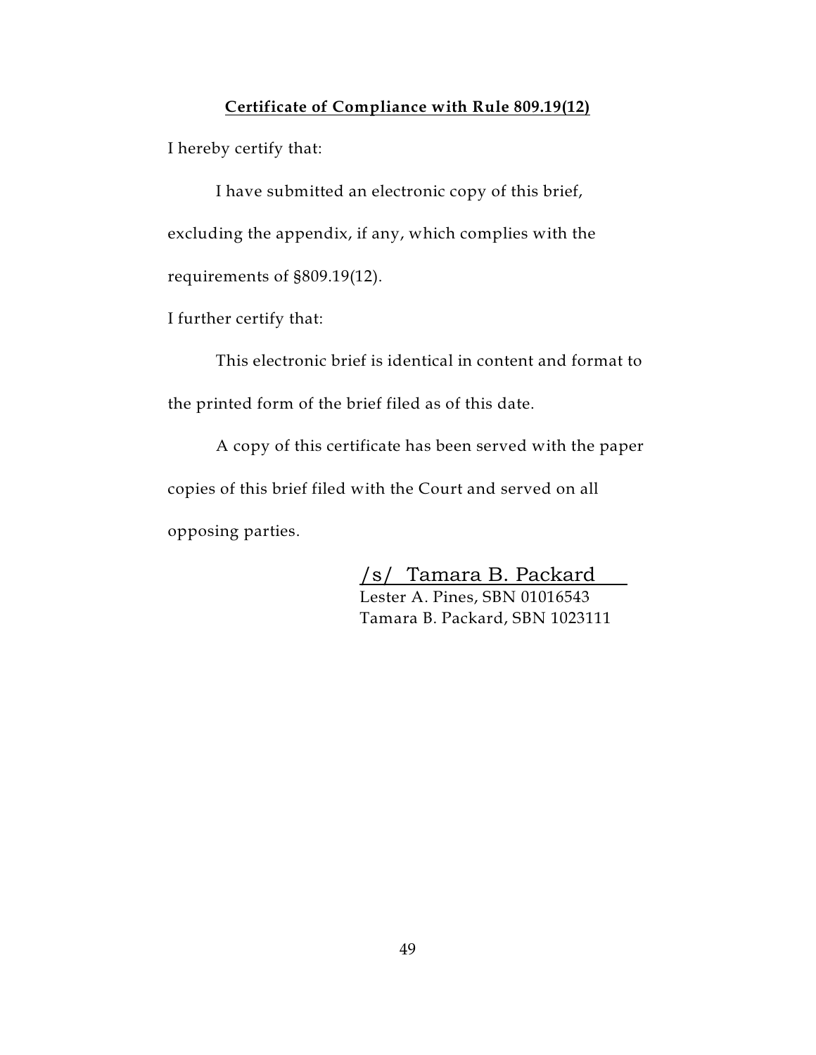**Certificate of Compliance with Rule 809.19(12)**

I hereby certify that:

I have submitted an electronic copy of this brief, excluding the appendix, if any, which complies with the requirements of §809.19(12).

I further certify that:

This electronic brief is identical in content and format to the printed form of the brief filed as of this date.

A copy of this certificate has been served with the paper copies of this brief filed with the Court and served on all opposing parties.

/s/ Tamara B. Packard
Lester A. Pines, SBN 01016543
Tamara B. Packard, SBN 1023111